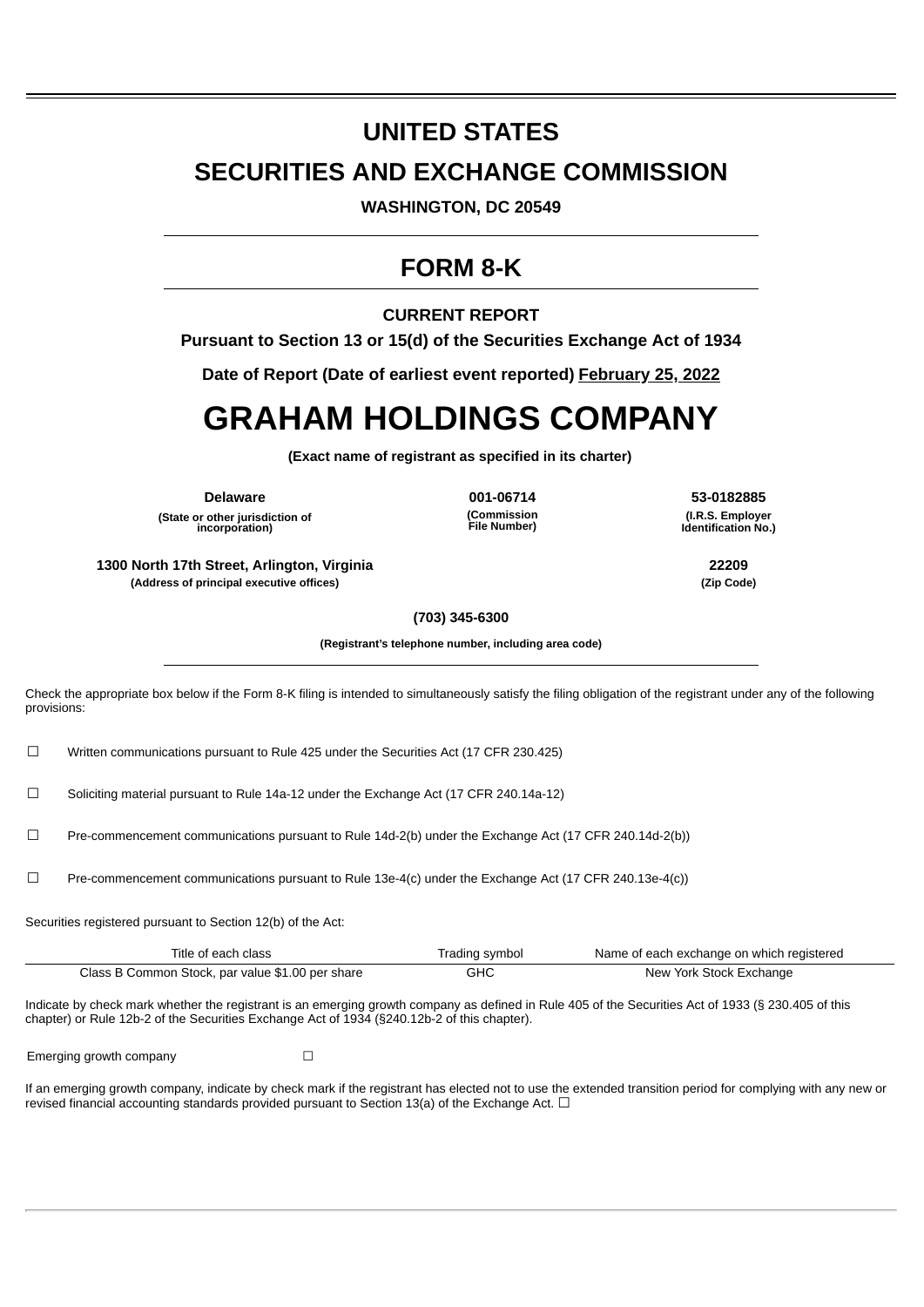# UNITED STATES

# SECURITIES AND EXCHANGE COMMISSION

**WASHINGTON, DC 20549**

## FORM 8-K

**CURRENT REPORT**

**Pursuant to Section 13 or 15(d) of the Securities Exchange Act of 1934**

**Date of Report (Date of earliest event reported) February 25, 2022**

# GRAHAM HOLDINGS COMPANY

**(Exact name of registrant as specified in its charter)**

| **Delaware** | **001-06714** | **53-0182885** |
|---|---|---|
| **(State or other jurisdiction of incorporation)** | **(Commission File Number)** | **(I.R.S. Employer Identification No.)** |

| **1300 North 17th Street, Arlington, Virginia** | **22209** |
|---|---|
| **(Address of principal executive offices)** | **(Zip Code)** |

**(703) 345-6300**

**(Registrant's telephone number, including area code)**

Check the appropriate box below if the Form 8-K filing is intended to simultaneously satisfy the filing obligation of the registrant under any of the following provisions:

☐ Written communications pursuant to Rule 425 under the Securities Act (17 CFR 230.425)

☐ Soliciting material pursuant to Rule 14a-12 under the Exchange Act (17 CFR 240.14a-12)

☐ Pre-commencement communications pursuant to Rule 14d-2(b) under the Exchange Act (17 CFR 240.14d-2(b))

☐ Pre-commencement communications pursuant to Rule 13e-4(c) under the Exchange Act (17 CFR 240.13e-4(c))

Securities registered pursuant to Section 12(b) of the Act:

| Title of each class | Trading symbol | Name of each exchange on which registered |
|---|---|---|
| Class B Common Stock, par value $1.00 per share | GHC | New York Stock Exchange |

Indicate by check mark whether the registrant is an emerging growth company as defined in Rule 405 of the Securities Act of 1933 (§ 230.405 of this chapter) or Rule 12b-2 of the Securities Exchange Act of 1934 (§240.12b-2 of this chapter).

Emerging growth company ☐

If an emerging growth company, indicate by check mark if the registrant has elected not to use the extended transition period for complying with any new or revised financial accounting standards provided pursuant to Section 13(a) of the Exchange Act. ☐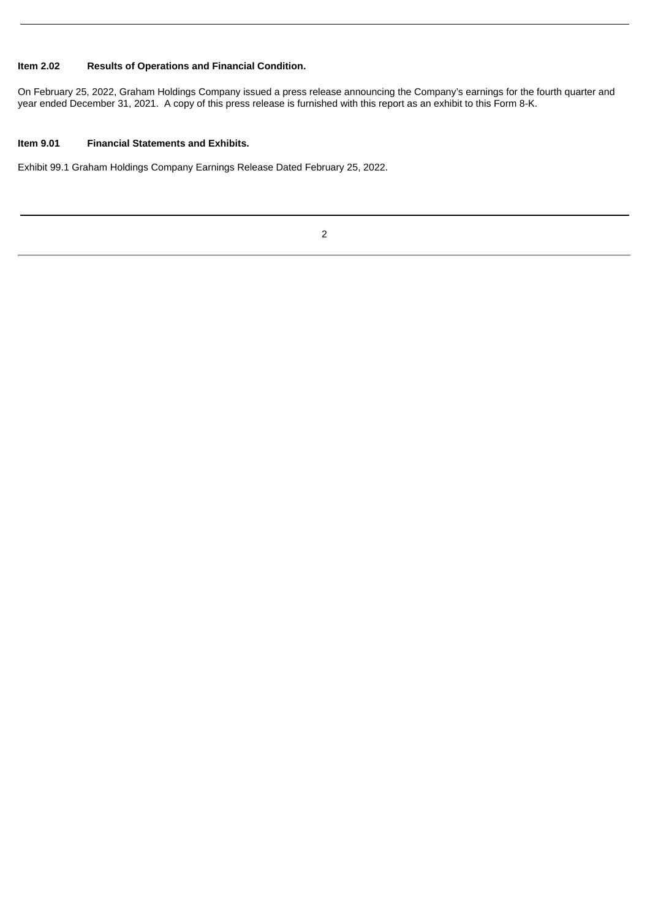**Item 2.02 Results of Operations and Financial Condition.**

On February 25, 2022, Graham Holdings Company issued a press release announcing the Company's earnings for the fourth quarter and year ended December 31, 2021. A copy of this press release is furnished with this report as an exhibit to this Form 8-K.

**Item 9.01 Financial Statements and Exhibits.**

Exhibit 99.1 Graham Holdings Company Earnings Release Dated February 25, 2022.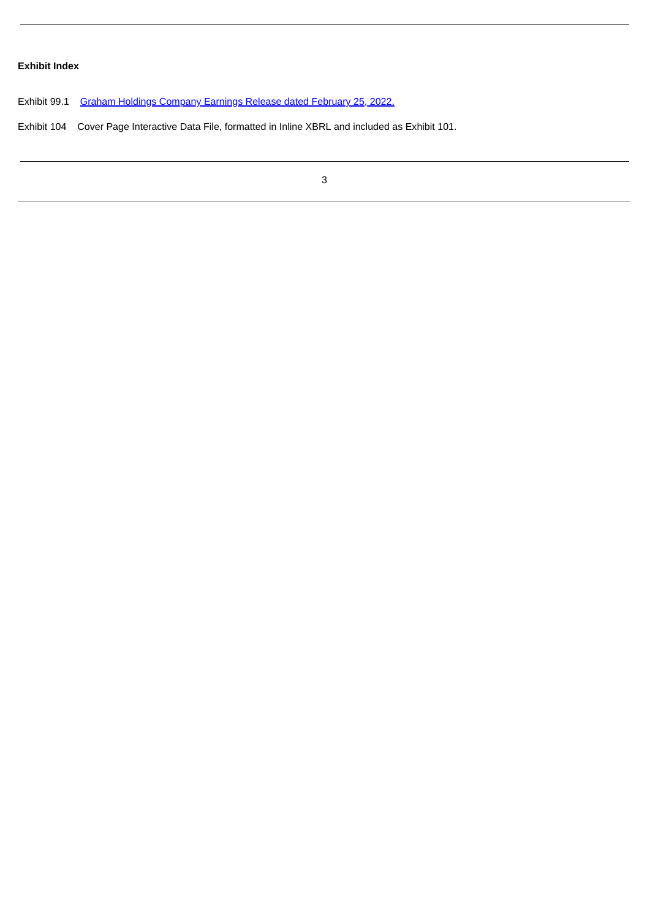**Exhibit Index**

Exhibit 99.1 Graham Holdings Company Earnings Release dated February 25, 2022.

Exhibit 104 Cover Page Interactive Data File, formatted in Inline XBRL and included as Exhibit 101.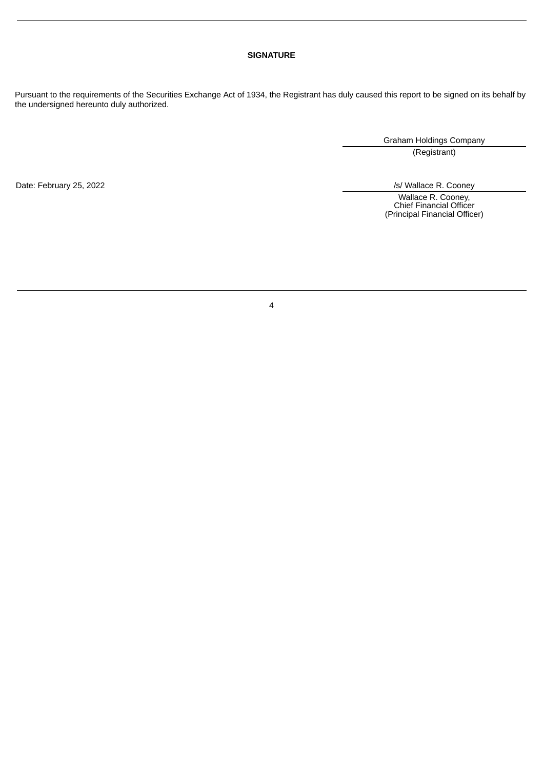## SIGNATURE

Pursuant to the requirements of the Securities Exchange Act of 1934, the Registrant has duly caused this report to be signed on its behalf by the undersigned hereunto duly authorized.

Graham Holdings Company
(Registrant)

Date: February 25, 2022

/s/ Wallace R. Cooney

Wallace R. Cooney,
Chief Financial Officer
(Principal Financial Officer)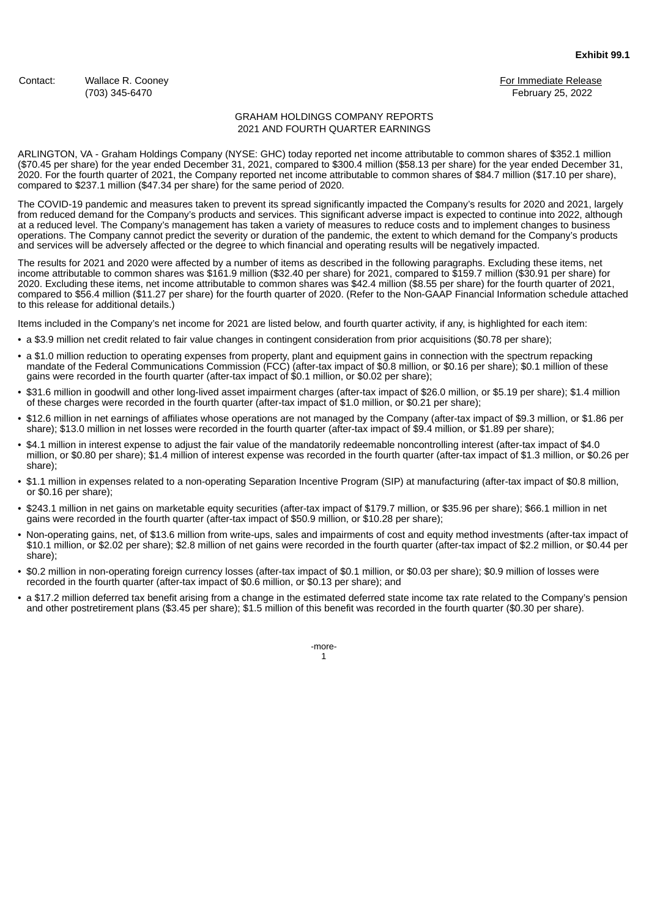**Exhibit 99.1**

Contact: Wallace R. Cooney
(703) 345-6470

For Immediate Release
February 25, 2022

# GRAHAM HOLDINGS COMPANY REPORTS 2021 AND FOURTH QUARTER EARNINGS

ARLINGTON, VA - Graham Holdings Company (NYSE: GHC) today reported net income attributable to common shares of $352.1 million ($70.45 per share) for the year ended December 31, 2021, compared to $300.4 million ($58.13 per share) for the year ended December 31, 2020. For the fourth quarter of 2021, the Company reported net income attributable to common shares of $84.7 million ($17.10 per share), compared to $237.1 million ($47.34 per share) for the same period of 2020.

The COVID-19 pandemic and measures taken to prevent its spread significantly impacted the Company's results for 2020 and 2021, largely from reduced demand for the Company's products and services. This significant adverse impact is expected to continue into 2022, although at a reduced level. The Company's management has taken a variety of measures to reduce costs and to implement changes to business operations. The Company cannot predict the severity or duration of the pandemic, the extent to which demand for the Company's products and services will be adversely affected or the degree to which financial and operating results will be negatively impacted.

The results for 2021 and 2020 were affected by a number of items as described in the following paragraphs. Excluding these items, net income attributable to common shares was $161.9 million ($32.40 per share) for 2021, compared to $159.7 million ($30.91 per share) for 2020. Excluding these items, net income attributable to common shares was $42.4 million ($8.55 per share) for the fourth quarter of 2021, compared to $56.4 million ($11.27 per share) for the fourth quarter of 2020. (Refer to the Non-GAAP Financial Information schedule attached to this release for additional details.)

Items included in the Company's net income for 2021 are listed below, and fourth quarter activity, if any, is highlighted for each item:

- a $3.9 million net credit related to fair value changes in contingent consideration from prior acquisitions ($0.78 per share);
- a $1.0 million reduction to operating expenses from property, plant and equipment gains in connection with the spectrum repacking mandate of the Federal Communications Commission (FCC) (after-tax impact of $0.8 million, or $0.16 per share); $0.1 million of these gains were recorded in the fourth quarter (after-tax impact of $0.1 million, or $0.02 per share);
- $31.6 million in goodwill and other long-lived asset impairment charges (after-tax impact of $26.0 million, or $5.19 per share); $1.4 million of these charges were recorded in the fourth quarter (after-tax impact of $1.0 million, or $0.21 per share);
- $12.6 million in net earnings of affiliates whose operations are not managed by the Company (after-tax impact of $9.3 million, or $1.86 per share); $13.0 million in net losses were recorded in the fourth quarter (after-tax impact of $9.4 million, or $1.89 per share);
- $4.1 million in interest expense to adjust the fair value of the mandatorily redeemable noncontrolling interest (after-tax impact of $4.0 million, or $0.80 per share); $1.4 million of interest expense was recorded in the fourth quarter (after-tax impact of $1.3 million, or $0.26 per share);
- $1.1 million in expenses related to a non-operating Separation Incentive Program (SIP) at manufacturing (after-tax impact of $0.8 million, or $0.16 per share);
- $243.1 million in net gains on marketable equity securities (after-tax impact of $179.7 million, or $35.96 per share); $66.1 million in net gains were recorded in the fourth quarter (after-tax impact of $50.9 million, or $10.28 per share);
- Non-operating gains, net, of $13.6 million from write-ups, sales and impairments of cost and equity method investments (after-tax impact of $10.1 million, or $2.02 per share); $2.8 million of net gains were recorded in the fourth quarter (after-tax impact of $2.2 million, or $0.44 per share);
- $0.2 million in non-operating foreign currency losses (after-tax impact of $0.1 million, or $0.03 per share); $0.9 million of losses were recorded in the fourth quarter (after-tax impact of $0.6 million, or $0.13 per share); and
- a $17.2 million deferred tax benefit arising from a change in the estimated deferred state income tax rate related to the Company's pension and other postretirement plans ($3.45 per share); $1.5 million of this benefit was recorded in the fourth quarter ($0.30 per share).

-more-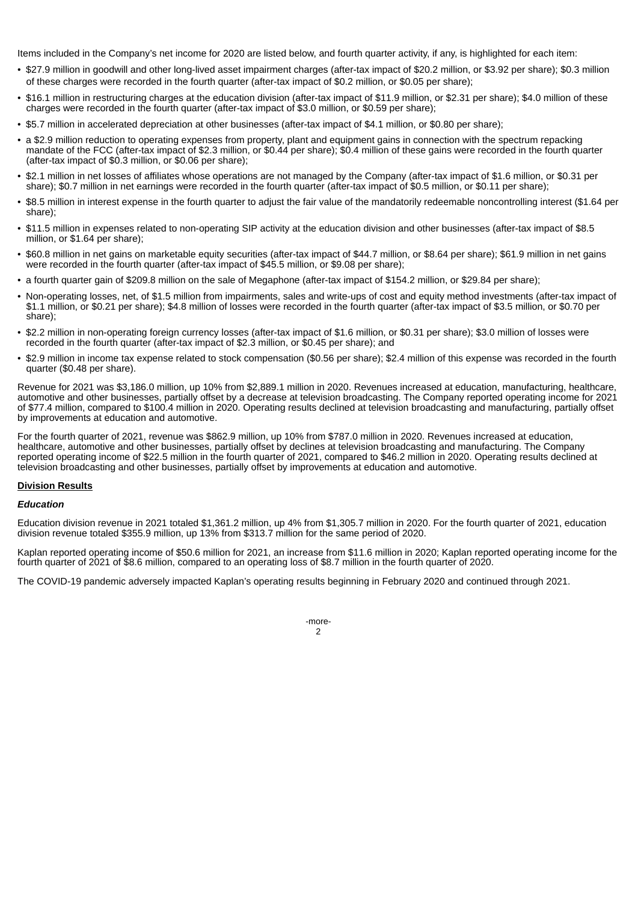Items included in the Company's net income for 2020 are listed below, and fourth quarter activity, if any, is highlighted for each item:

- $27.9 million in goodwill and other long-lived asset impairment charges (after-tax impact of $20.2 million, or $3.92 per share); $0.3 million of these charges were recorded in the fourth quarter (after-tax impact of $0.2 million, or $0.05 per share);
- $16.1 million in restructuring charges at the education division (after-tax impact of $11.9 million, or $2.31 per share); $4.0 million of these charges were recorded in the fourth quarter (after-tax impact of $3.0 million, or $0.59 per share);
- $5.7 million in accelerated depreciation at other businesses (after-tax impact of $4.1 million, or $0.80 per share);
- a $2.9 million reduction to operating expenses from property, plant and equipment gains in connection with the spectrum repacking mandate of the FCC (after-tax impact of $2.3 million, or $0.44 per share); $0.4 million of these gains were recorded in the fourth quarter (after-tax impact of $0.3 million, or $0.06 per share);
- $2.1 million in net losses of affiliates whose operations are not managed by the Company (after-tax impact of $1.6 million, or $0.31 per share); $0.7 million in net earnings were recorded in the fourth quarter (after-tax impact of $0.5 million, or $0.11 per share);
- $8.5 million in interest expense in the fourth quarter to adjust the fair value of the mandatorily redeemable noncontrolling interest ($1.64 per share);
- $11.5 million in expenses related to non-operating SIP activity at the education division and other businesses (after-tax impact of $8.5 million, or $1.64 per share);
- $60.8 million in net gains on marketable equity securities (after-tax impact of $44.7 million, or $8.64 per share); $61.9 million in net gains were recorded in the fourth quarter (after-tax impact of $45.5 million, or $9.08 per share);
- a fourth quarter gain of $209.8 million on the sale of Megaphone (after-tax impact of $154.2 million, or $29.84 per share);
- Non-operating losses, net, of $1.5 million from impairments, sales and write-ups of cost and equity method investments (after-tax impact of $1.1 million, or $0.21 per share); $4.8 million of losses were recorded in the fourth quarter (after-tax impact of $3.5 million, or $0.70 per share);
- $2.2 million in non-operating foreign currency losses (after-tax impact of $1.6 million, or $0.31 per share); $3.0 million of losses were recorded in the fourth quarter (after-tax impact of $2.3 million, or $0.45 per share); and
- $2.9 million in income tax expense related to stock compensation ($0.56 per share); $2.4 million of this expense was recorded in the fourth quarter ($0.48 per share).

Revenue for 2021 was $3,186.0 million, up 10% from $2,889.1 million in 2020. Revenues increased at education, manufacturing, healthcare, automotive and other businesses, partially offset by a decrease at television broadcasting. The Company reported operating income for 2021 of $77.4 million, compared to $100.4 million in 2020. Operating results declined at television broadcasting and manufacturing, partially offset by improvements at education and automotive.

For the fourth quarter of 2021, revenue was $862.9 million, up 10% from $787.0 million in 2020. Revenues increased at education, healthcare, automotive and other businesses, partially offset by declines at television broadcasting and manufacturing. The Company reported operating income of $22.5 million in the fourth quarter of 2021, compared to $46.2 million in 2020. Operating results declined at television broadcasting and other businesses, partially offset by improvements at education and automotive.

## Division Results

### *Education*

Education division revenue in 2021 totaled $1,361.2 million, up 4% from $1,305.7 million in 2020. For the fourth quarter of 2021, education division revenue totaled $355.9 million, up 13% from $313.7 million for the same period of 2020.

Kaplan reported operating income of $50.6 million for 2021, an increase from $11.6 million in 2020; Kaplan reported operating income for the fourth quarter of 2021 of $8.6 million, compared to an operating loss of $8.7 million in the fourth quarter of 2020.

The COVID-19 pandemic adversely impacted Kaplan's operating results beginning in February 2020 and continued through 2021.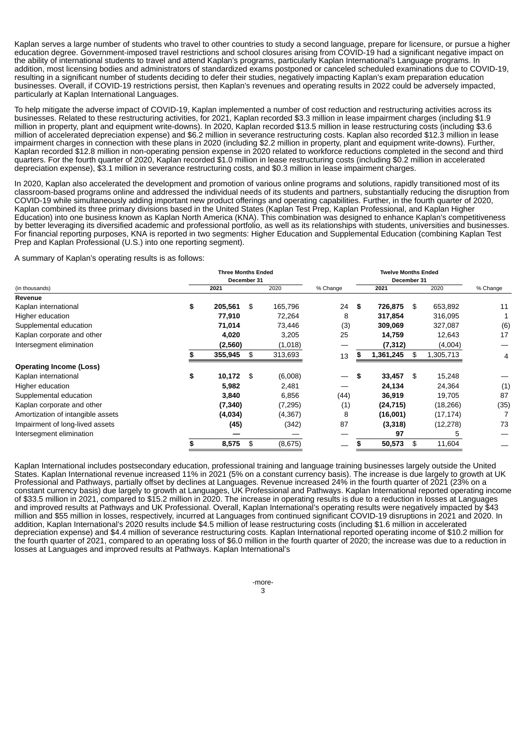Kaplan serves a large number of students who travel to other countries to study a second language, prepare for licensure, or pursue a higher education degree. Government-imposed travel restrictions and school closures arising from COVID-19 had a significant negative impact on the ability of international students to travel and attend Kaplan's programs, particularly Kaplan International's Language programs. In addition, most licensing bodies and administrators of standardized exams postponed or canceled scheduled examinations due to COVID-19, resulting in a significant number of students deciding to defer their studies, negatively impacting Kaplan's exam preparation education businesses. Overall, if COVID-19 restrictions persist, then Kaplan's revenues and operating results in 2022 could be adversely impacted, particularly at Kaplan International Languages.

To help mitigate the adverse impact of COVID-19, Kaplan implemented a number of cost reduction and restructuring activities across its businesses. Related to these restructuring activities, for 2021, Kaplan recorded $3.3 million in lease impairment charges (including $1.9 million in property, plant and equipment write-downs). In 2020, Kaplan recorded $13.5 million in lease restructuring costs (including $3.6 million of accelerated depreciation expense) and $6.2 million in severance restructuring costs. Kaplan also recorded $12.3 million in lease impairment charges in connection with these plans in 2020 (including $2.2 million in property, plant and equipment write-downs). Further, Kaplan recorded $12.8 million in non-operating pension expense in 2020 related to workforce reductions completed in the second and third quarters. For the fourth quarter of 2020, Kaplan recorded $1.0 million in lease restructuring costs (including $0.2 million in accelerated depreciation expense), $3.1 million in severance restructuring costs, and $0.3 million in lease impairment charges.

In 2020, Kaplan also accelerated the development and promotion of various online programs and solutions, rapidly transitioned most of its classroom-based programs online and addressed the individual needs of its students and partners, substantially reducing the disruption from COVID-19 while simultaneously adding important new product offerings and operating capabilities. Further, in the fourth quarter of 2020, Kaplan combined its three primary divisions based in the United States (Kaplan Test Prep, Kaplan Professional, and Kaplan Higher Education) into one business known as Kaplan North America (KNA). This combination was designed to enhance Kaplan's competitiveness by better leveraging its diversified academic and professional portfolio, as well as its relationships with students, universities and businesses. For financial reporting purposes, KNA is reported in two segments: Higher Education and Supplemental Education (combining Kaplan Test Prep and Kaplan Professional (U.S.) into one reporting segment).

A summary of Kaplan's operating results is as follows:

| | Three Months Ended December 31 | | | Twelve Months Ended December 31 | | |
|---|---|---|---|---|---|---|
| (in thousands) | **2021** | 2020 | % Change | **2021** | 2020 | % Change |
| **Revenue** | | | | | | |
| Kaplan international | **$ 205,561** | $ 165,796 | 24 | **$ 726,875** | $ 653,892 | 11 |
| Higher education | **77,910** | 72,264 | 8 | **317,854** | 316,095 | 1 |
| Supplemental education | **71,014** | 73,446 | (3) | **309,069** | 327,087 | (6) |
| Kaplan corporate and other | **4,020** | 3,205 | 25 | **14,759** | 12,643 | 17 |
| Intersegment elimination | **(2,560)** | (1,018) | — | **(7,312)** | (4,004) | — |
| | **$ 355,945** | $ 313,693 | 13 | **$ 1,361,245** | $ 1,305,713 | 4 |
| **Operating Income (Loss)** | | | | | | |
| Kaplan international | **$ 10,172** | $ (6,008) | — | **$ 33,457** | $ 15,248 | — |
| Higher education | **5,982** | 2,481 | — | **24,134** | 24,364 | (1) |
| Supplemental education | **3,840** | 6,856 | (44) | **36,919** | 19,705 | 87 |
| Kaplan corporate and other | **(7,340)** | (7,295) | (1) | **(24,715)** | (18,266) | (35) |
| Amortization of intangible assets | **(4,034)** | (4,367) | 8 | **(16,001)** | (17,174) | 7 |
| Impairment of long-lived assets | **(45)** | (342) | 87 | **(3,318)** | (12,278) | 73 |
| Intersegment elimination | **—** | — | — | **97** | 5 | — |
| | **$ 8,575** | $ (8,675) | — | **$ 50,573** | $ 11,604 | — |

Kaplan International includes postsecondary education, professional training and language training businesses largely outside the United States. Kaplan International revenue increased 11% in 2021 (5% on a constant currency basis). The increase is due largely to growth at UK Professional and Pathways, partially offset by declines at Languages. Revenue increased 24% in the fourth quarter of 2021 (23% on a constant currency basis) due largely to growth at Languages, UK Professional and Pathways. Kaplan International reported operating income of $33.5 million in 2021, compared to $15.2 million in 2020. The increase in operating results is due to a reduction in losses at Languages and improved results at Pathways and UK Professional. Overall, Kaplan International's operating results were negatively impacted by $43 million and $55 million in losses, respectively, incurred at Languages from continued significant COVID-19 disruptions in 2021 and 2020. In addition, Kaplan International's 2020 results include $4.5 million of lease restructuring costs (including $1.6 million in accelerated depreciation expense) and $4.4 million of severance restructuring costs. Kaplan International reported operating income of $10.2 million for the fourth quarter of 2021, compared to an operating loss of $6.0 million in the fourth quarter of 2020; the increase was due to a reduction in losses at Languages and improved results at Pathways. Kaplan International's

-more-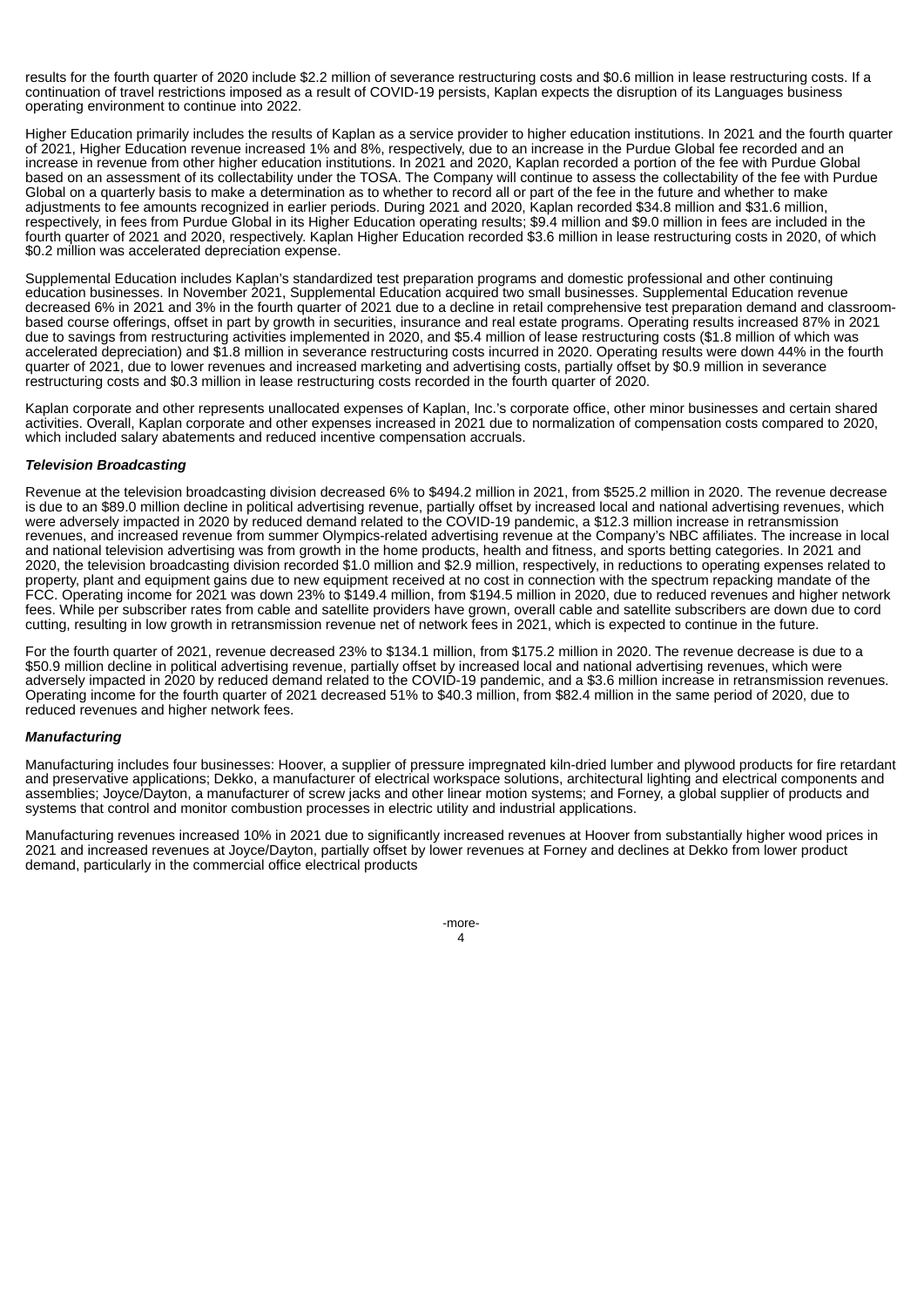results for the fourth quarter of 2020 include $2.2 million of severance restructuring costs and $0.6 million in lease restructuring costs. If a continuation of travel restrictions imposed as a result of COVID-19 persists, Kaplan expects the disruption of its Languages business operating environment to continue into 2022.

Higher Education primarily includes the results of Kaplan as a service provider to higher education institutions. In 2021 and the fourth quarter of 2021, Higher Education revenue increased 1% and 8%, respectively, due to an increase in the Purdue Global fee recorded and an increase in revenue from other higher education institutions. In 2021 and 2020, Kaplan recorded a portion of the fee with Purdue Global based on an assessment of its collectability under the TOSA. The Company will continue to assess the collectability of the fee with Purdue Global on a quarterly basis to make a determination as to whether to record all or part of the fee in the future and whether to make adjustments to fee amounts recognized in earlier periods. During 2021 and 2020, Kaplan recorded $34.8 million and $31.6 million, respectively, in fees from Purdue Global in its Higher Education operating results; $9.4 million and $9.0 million in fees are included in the fourth quarter of 2021 and 2020, respectively. Kaplan Higher Education recorded $3.6 million in lease restructuring costs in 2020, of which $0.2 million was accelerated depreciation expense.

Supplemental Education includes Kaplan's standardized test preparation programs and domestic professional and other continuing education businesses. In November 2021, Supplemental Education acquired two small businesses. Supplemental Education revenue decreased 6% in 2021 and 3% in the fourth quarter of 2021 due to a decline in retail comprehensive test preparation demand and classroom-based course offerings, offset in part by growth in securities, insurance and real estate programs. Operating results increased 87% in 2021 due to savings from restructuring activities implemented in 2020, and $5.4 million of lease restructuring costs ($1.8 million of which was accelerated depreciation) and $1.8 million in severance restructuring costs incurred in 2020. Operating results were down 44% in the fourth quarter of 2021, due to lower revenues and increased marketing and advertising costs, partially offset by $0.9 million in severance restructuring costs and $0.3 million in lease restructuring costs recorded in the fourth quarter of 2020.

Kaplan corporate and other represents unallocated expenses of Kaplan, Inc.'s corporate office, other minor businesses and certain shared activities. Overall, Kaplan corporate and other expenses increased in 2021 due to normalization of compensation costs compared to 2020, which included salary abatements and reduced incentive compensation accruals.

***Television Broadcasting***

Revenue at the television broadcasting division decreased 6% to $494.2 million in 2021, from $525.2 million in 2020. The revenue decrease is due to an $89.0 million decline in political advertising revenue, partially offset by increased local and national advertising revenues, which were adversely impacted in 2020 by reduced demand related to the COVID-19 pandemic, a $12.3 million increase in retransmission revenues, and increased revenue from summer Olympics-related advertising revenue at the Company's NBC affiliates. The increase in local and national television advertising was from growth in the home products, health and fitness, and sports betting categories. In 2021 and 2020, the television broadcasting division recorded $1.0 million and $2.9 million, respectively, in reductions to operating expenses related to property, plant and equipment gains due to new equipment received at no cost in connection with the spectrum repacking mandate of the FCC. Operating income for 2021 was down 23% to $149.4 million, from $194.5 million in 2020, due to reduced revenues and higher network fees. While per subscriber rates from cable and satellite providers have grown, overall cable and satellite subscribers are down due to cord cutting, resulting in low growth in retransmission revenue net of network fees in 2021, which is expected to continue in the future.

For the fourth quarter of 2021, revenue decreased 23% to $134.1 million, from $175.2 million in 2020. The revenue decrease is due to a $50.9 million decline in political advertising revenue, partially offset by increased local and national advertising revenues, which were adversely impacted in 2020 by reduced demand related to the COVID-19 pandemic, and a $3.6 million increase in retransmission revenues. Operating income for the fourth quarter of 2021 decreased 51% to $40.3 million, from $82.4 million in the same period of 2020, due to reduced revenues and higher network fees.

***Manufacturing***

Manufacturing includes four businesses: Hoover, a supplier of pressure impregnated kiln-dried lumber and plywood products for fire retardant and preservative applications; Dekko, a manufacturer of electrical workspace solutions, architectural lighting and electrical components and assemblies; Joyce/Dayton, a manufacturer of screw jacks and other linear motion systems; and Forney, a global supplier of products and systems that control and monitor combustion processes in electric utility and industrial applications.

Manufacturing revenues increased 10% in 2021 due to significantly increased revenues at Hoover from substantially higher wood prices in 2021 and increased revenues at Joyce/Dayton, partially offset by lower revenues at Forney and declines at Dekko from lower product demand, particularly in the commercial office electrical products

-more-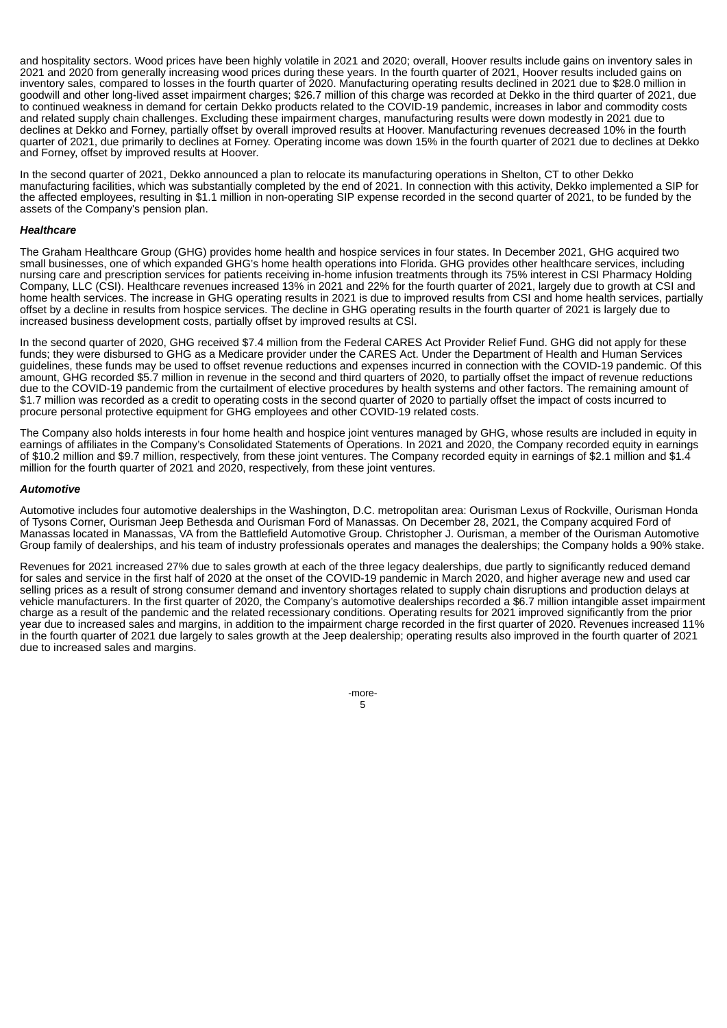and hospitality sectors. Wood prices have been highly volatile in 2021 and 2020; overall, Hoover results include gains on inventory sales in 2021 and 2020 from generally increasing wood prices during these years. In the fourth quarter of 2021, Hoover results included gains on inventory sales, compared to losses in the fourth quarter of 2020. Manufacturing operating results declined in 2021 due to $28.0 million in goodwill and other long-lived asset impairment charges; $26.7 million of this charge was recorded at Dekko in the third quarter of 2021, due to continued weakness in demand for certain Dekko products related to the COVID-19 pandemic, increases in labor and commodity costs and related supply chain challenges. Excluding these impairment charges, manufacturing results were down modestly in 2021 due to declines at Dekko and Forney, partially offset by overall improved results at Hoover. Manufacturing revenues decreased 10% in the fourth quarter of 2021, due primarily to declines at Forney. Operating income was down 15% in the fourth quarter of 2021 due to declines at Dekko and Forney, offset by improved results at Hoover.

In the second quarter of 2021, Dekko announced a plan to relocate its manufacturing operations in Shelton, CT to other Dekko manufacturing facilities, which was substantially completed by the end of 2021. In connection with this activity, Dekko implemented a SIP for the affected employees, resulting in $1.1 million in non-operating SIP expense recorded in the second quarter of 2021, to be funded by the assets of the Company's pension plan.

***Healthcare***

The Graham Healthcare Group (GHG) provides home health and hospice services in four states. In December 2021, GHG acquired two small businesses, one of which expanded GHG's home health operations into Florida. GHG provides other healthcare services, including nursing care and prescription services for patients receiving in-home infusion treatments through its 75% interest in CSI Pharmacy Holding Company, LLC (CSI). Healthcare revenues increased 13% in 2021 and 22% for the fourth quarter of 2021, largely due to growth at CSI and home health services. The increase in GHG operating results in 2021 is due to improved results from CSI and home health services, partially offset by a decline in results from hospice services. The decline in GHG operating results in the fourth quarter of 2021 is largely due to increased business development costs, partially offset by improved results at CSI.

In the second quarter of 2020, GHG received $7.4 million from the Federal CARES Act Provider Relief Fund. GHG did not apply for these funds; they were disbursed to GHG as a Medicare provider under the CARES Act. Under the Department of Health and Human Services guidelines, these funds may be used to offset revenue reductions and expenses incurred in connection with the COVID-19 pandemic. Of this amount, GHG recorded $5.7 million in revenue in the second and third quarters of 2020, to partially offset the impact of revenue reductions due to the COVID-19 pandemic from the curtailment of elective procedures by health systems and other factors. The remaining amount of $1.7 million was recorded as a credit to operating costs in the second quarter of 2020 to partially offset the impact of costs incurred to procure personal protective equipment for GHG employees and other COVID-19 related costs.

The Company also holds interests in four home health and hospice joint ventures managed by GHG, whose results are included in equity in earnings of affiliates in the Company's Consolidated Statements of Operations. In 2021 and 2020, the Company recorded equity in earnings of $10.2 million and $9.7 million, respectively, from these joint ventures. The Company recorded equity in earnings of $2.1 million and $1.4 million for the fourth quarter of 2021 and 2020, respectively, from these joint ventures.

***Automotive***

Automotive includes four automotive dealerships in the Washington, D.C. metropolitan area: Ourisman Lexus of Rockville, Ourisman Honda of Tysons Corner, Ourisman Jeep Bethesda and Ourisman Ford of Manassas. On December 28, 2021, the Company acquired Ford of Manassas located in Manassas, VA from the Battlefield Automotive Group. Christopher J. Ourisman, a member of the Ourisman Automotive Group family of dealerships, and his team of industry professionals operates and manages the dealerships; the Company holds a 90% stake.

Revenues for 2021 increased 27% due to sales growth at each of the three legacy dealerships, due partly to significantly reduced demand for sales and service in the first half of 2020 at the onset of the COVID-19 pandemic in March 2020, and higher average new and used car selling prices as a result of strong consumer demand and inventory shortages related to supply chain disruptions and production delays at vehicle manufacturers. In the first quarter of 2020, the Company's automotive dealerships recorded a $6.7 million intangible asset impairment charge as a result of the pandemic and the related recessionary conditions. Operating results for 2021 improved significantly from the prior year due to increased sales and margins, in addition to the impairment charge recorded in the first quarter of 2020. Revenues increased 11% in the fourth quarter of 2021 due largely to sales growth at the Jeep dealership; operating results also improved in the fourth quarter of 2021 due to increased sales and margins.

-more-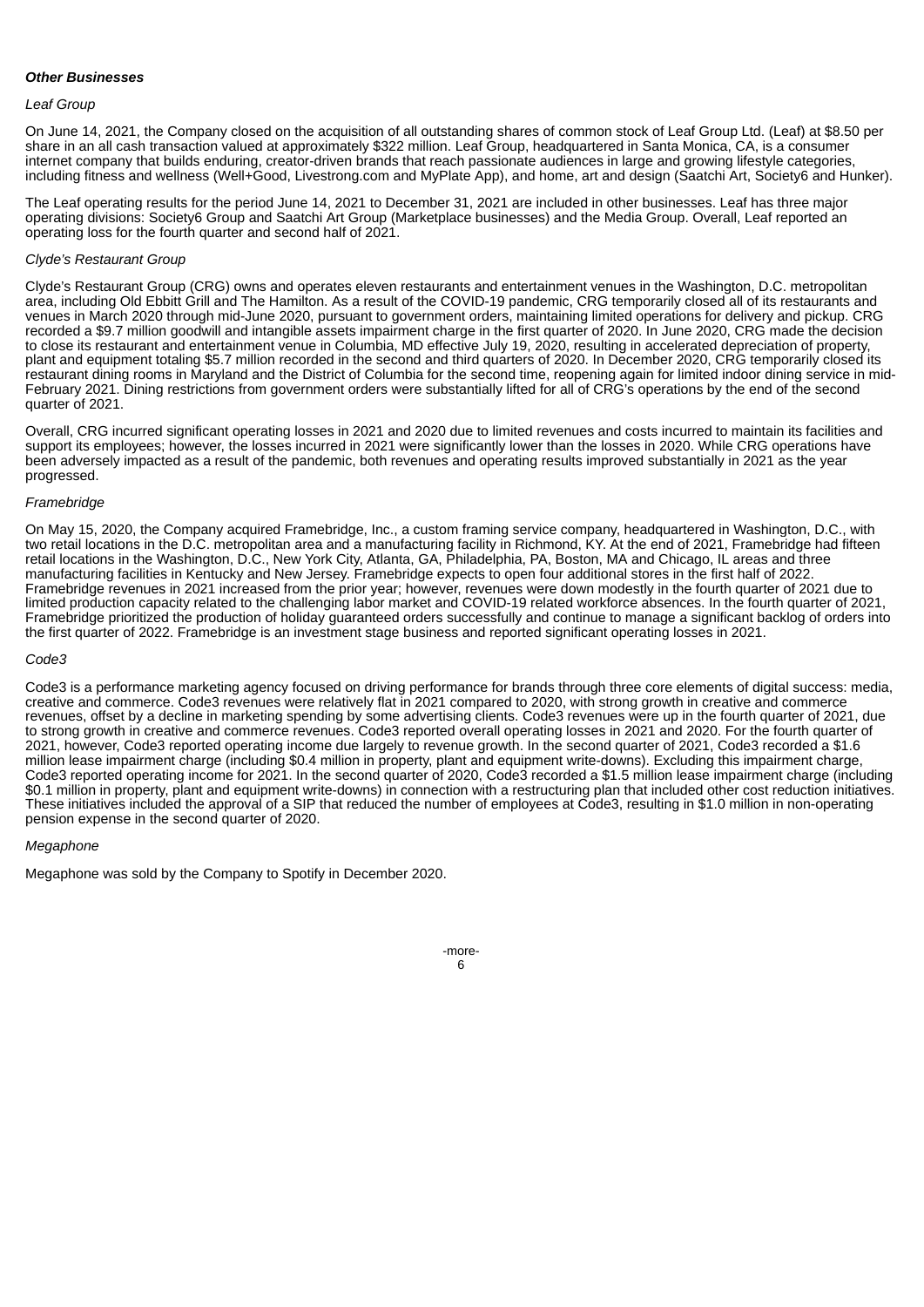***Other Businesses***

*Leaf Group*

On June 14, 2021, the Company closed on the acquisition of all outstanding shares of common stock of Leaf Group Ltd. (Leaf) at $8.50 per share in an all cash transaction valued at approximately $322 million. Leaf Group, headquartered in Santa Monica, CA, is a consumer internet company that builds enduring, creator-driven brands that reach passionate audiences in large and growing lifestyle categories, including fitness and wellness (Well+Good, Livestrong.com and MyPlate App), and home, art and design (Saatchi Art, Society6 and Hunker).

The Leaf operating results for the period June 14, 2021 to December 31, 2021 are included in other businesses. Leaf has three major operating divisions: Society6 Group and Saatchi Art Group (Marketplace businesses) and the Media Group. Overall, Leaf reported an operating loss for the fourth quarter and second half of 2021.

*Clyde's Restaurant Group*

Clyde's Restaurant Group (CRG) owns and operates eleven restaurants and entertainment venues in the Washington, D.C. metropolitan area, including Old Ebbitt Grill and The Hamilton. As a result of the COVID-19 pandemic, CRG temporarily closed all of its restaurants and venues in March 2020 through mid-June 2020, pursuant to government orders, maintaining limited operations for delivery and pickup. CRG recorded a $9.7 million goodwill and intangible assets impairment charge in the first quarter of 2020. In June 2020, CRG made the decision to close its restaurant and entertainment venue in Columbia, MD effective July 19, 2020, resulting in accelerated depreciation of property, plant and equipment totaling $5.7 million recorded in the second and third quarters of 2020. In December 2020, CRG temporarily closed its restaurant dining rooms in Maryland and the District of Columbia for the second time, reopening again for limited indoor dining service in mid-February 2021. Dining restrictions from government orders were substantially lifted for all of CRG's operations by the end of the second quarter of 2021.

Overall, CRG incurred significant operating losses in 2021 and 2020 due to limited revenues and costs incurred to maintain its facilities and support its employees; however, the losses incurred in 2021 were significantly lower than the losses in 2020. While CRG operations have been adversely impacted as a result of the pandemic, both revenues and operating results improved substantially in 2021 as the year progressed.

*Framebridge*

On May 15, 2020, the Company acquired Framebridge, Inc., a custom framing service company, headquartered in Washington, D.C., with two retail locations in the D.C. metropolitan area and a manufacturing facility in Richmond, KY. At the end of 2021, Framebridge had fifteen retail locations in the Washington, D.C., New York City, Atlanta, GA, Philadelphia, PA, Boston, MA and Chicago, IL areas and three manufacturing facilities in Kentucky and New Jersey. Framebridge expects to open four additional stores in the first half of 2022. Framebridge revenues in 2021 increased from the prior year; however, revenues were down modestly in the fourth quarter of 2021 due to limited production capacity related to the challenging labor market and COVID-19 related workforce absences. In the fourth quarter of 2021, Framebridge prioritized the production of holiday guaranteed orders successfully and continue to manage a significant backlog of orders into the first quarter of 2022. Framebridge is an investment stage business and reported significant operating losses in 2021.

*Code3*

Code3 is a performance marketing agency focused on driving performance for brands through three core elements of digital success: media, creative and commerce. Code3 revenues were relatively flat in 2021 compared to 2020, with strong growth in creative and commerce revenues, offset by a decline in marketing spending by some advertising clients. Code3 revenues were up in the fourth quarter of 2021, due to strong growth in creative and commerce revenues. Code3 reported overall operating losses in 2021 and 2020. For the fourth quarter of 2021, however, Code3 reported operating income due largely to revenue growth. In the second quarter of 2021, Code3 recorded a $1.6 million lease impairment charge (including $0.4 million in property, plant and equipment write-downs). Excluding this impairment charge, Code3 reported operating income for 2021. In the second quarter of 2020, Code3 recorded a $1.5 million lease impairment charge (including $0.1 million in property, plant and equipment write-downs) in connection with a restructuring plan that included other cost reduction initiatives. These initiatives included the approval of a SIP that reduced the number of employees at Code3, resulting in $1.0 million in non-operating pension expense in the second quarter of 2020.

*Megaphone*

Megaphone was sold by the Company to Spotify in December 2020.

-more-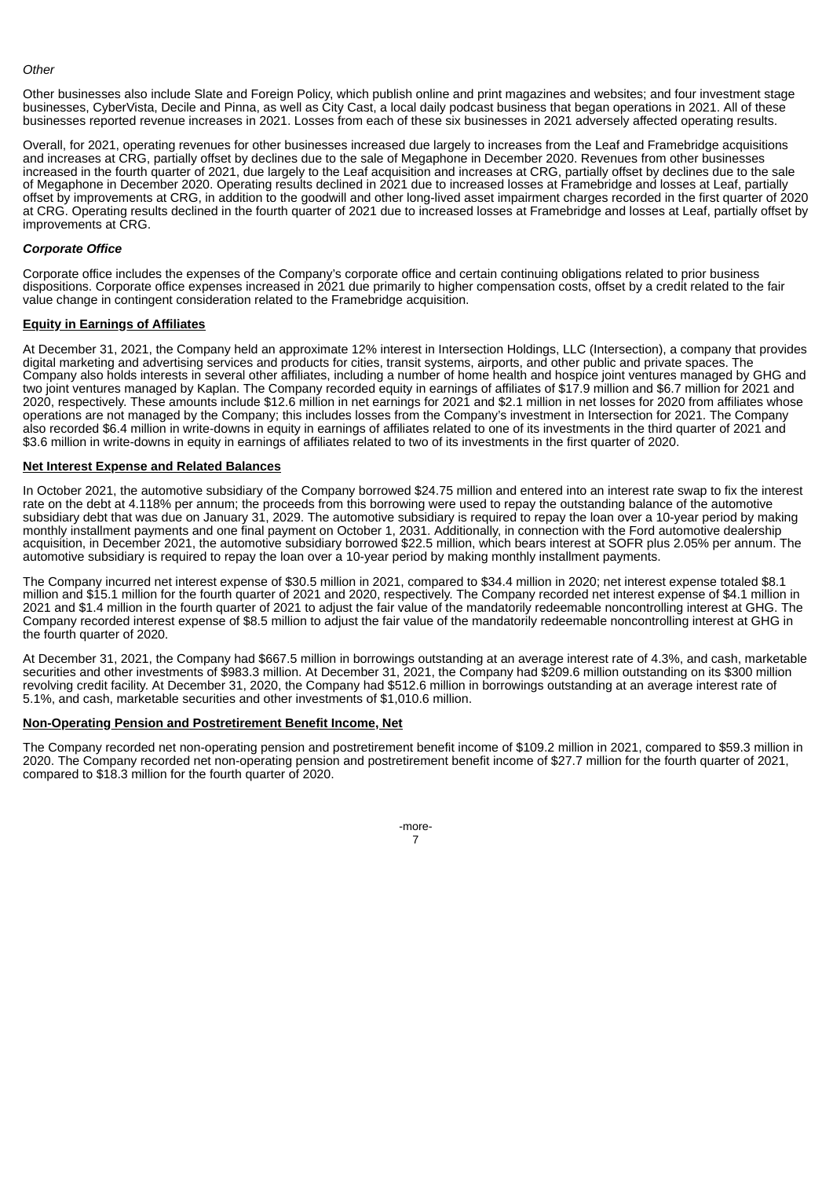*Other*

Other businesses also include Slate and Foreign Policy, which publish online and print magazines and websites; and four investment stage businesses, CyberVista, Decile and Pinna, as well as City Cast, a local daily podcast business that began operations in 2021. All of these businesses reported revenue increases in 2021. Losses from each of these six businesses in 2021 adversely affected operating results.

Overall, for 2021, operating revenues for other businesses increased due largely to increases from the Leaf and Framebridge acquisitions and increases at CRG, partially offset by declines due to the sale of Megaphone in December 2020. Revenues from other businesses increased in the fourth quarter of 2021, due largely to the Leaf acquisition and increases at CRG, partially offset by declines due to the sale of Megaphone in December 2020. Operating results declined in 2021 due to increased losses at Framebridge and losses at Leaf, partially offset by improvements at CRG, in addition to the goodwill and other long-lived asset impairment charges recorded in the first quarter of 2020 at CRG. Operating results declined in the fourth quarter of 2021 due to increased losses at Framebridge and losses at Leaf, partially offset by improvements at CRG.

***Corporate Office***

Corporate office includes the expenses of the Company's corporate office and certain continuing obligations related to prior business dispositions. Corporate office expenses increased in 2021 due primarily to higher compensation costs, offset by a credit related to the fair value change in contingent consideration related to the Framebridge acquisition.

**Equity in Earnings of Affiliates**

At December 31, 2021, the Company held an approximate 12% interest in Intersection Holdings, LLC (Intersection), a company that provides digital marketing and advertising services and products for cities, transit systems, airports, and other public and private spaces. The Company also holds interests in several other affiliates, including a number of home health and hospice joint ventures managed by GHG and two joint ventures managed by Kaplan. The Company recorded equity in earnings of affiliates of $17.9 million and $6.7 million for 2021 and 2020, respectively. These amounts include $12.6 million in net earnings for 2021 and $2.1 million in net losses for 2020 from affiliates whose operations are not managed by the Company; this includes losses from the Company's investment in Intersection for 2021. The Company also recorded $6.4 million in write-downs in equity in earnings of affiliates related to one of its investments in the third quarter of 2021 and $3.6 million in write-downs in equity in earnings of affiliates related to two of its investments in the first quarter of 2020.

**Net Interest Expense and Related Balances**

In October 2021, the automotive subsidiary of the Company borrowed $24.75 million and entered into an interest rate swap to fix the interest rate on the debt at 4.118% per annum; the proceeds from this borrowing were used to repay the outstanding balance of the automotive subsidiary debt that was due on January 31, 2029. The automotive subsidiary is required to repay the loan over a 10-year period by making monthly installment payments and one final payment on October 1, 2031. Additionally, in connection with the Ford automotive dealership acquisition, in December 2021, the automotive subsidiary borrowed $22.5 million, which bears interest at SOFR plus 2.05% per annum. The automotive subsidiary is required to repay the loan over a 10-year period by making monthly installment payments.

The Company incurred net interest expense of $30.5 million in 2021, compared to $34.4 million in 2020; net interest expense totaled $8.1 million and $15.1 million for the fourth quarter of 2021 and 2020, respectively. The Company recorded net interest expense of $4.1 million in 2021 and $1.4 million in the fourth quarter of 2021 to adjust the fair value of the mandatorily redeemable noncontrolling interest at GHG. The Company recorded interest expense of $8.5 million to adjust the fair value of the mandatorily redeemable noncontrolling interest at GHG in the fourth quarter of 2020.

At December 31, 2021, the Company had $667.5 million in borrowings outstanding at an average interest rate of 4.3%, and cash, marketable securities and other investments of $983.3 million. At December 31, 2021, the Company had $209.6 million outstanding on its $300 million revolving credit facility. At December 31, 2020, the Company had $512.6 million in borrowings outstanding at an average interest rate of 5.1%, and cash, marketable securities and other investments of $1,010.6 million.

**Non-Operating Pension and Postretirement Benefit Income, Net**

The Company recorded net non-operating pension and postretirement benefit income of $109.2 million in 2021, compared to $59.3 million in 2020. The Company recorded net non-operating pension and postretirement benefit income of $27.7 million for the fourth quarter of 2021, compared to $18.3 million for the fourth quarter of 2020.

-more-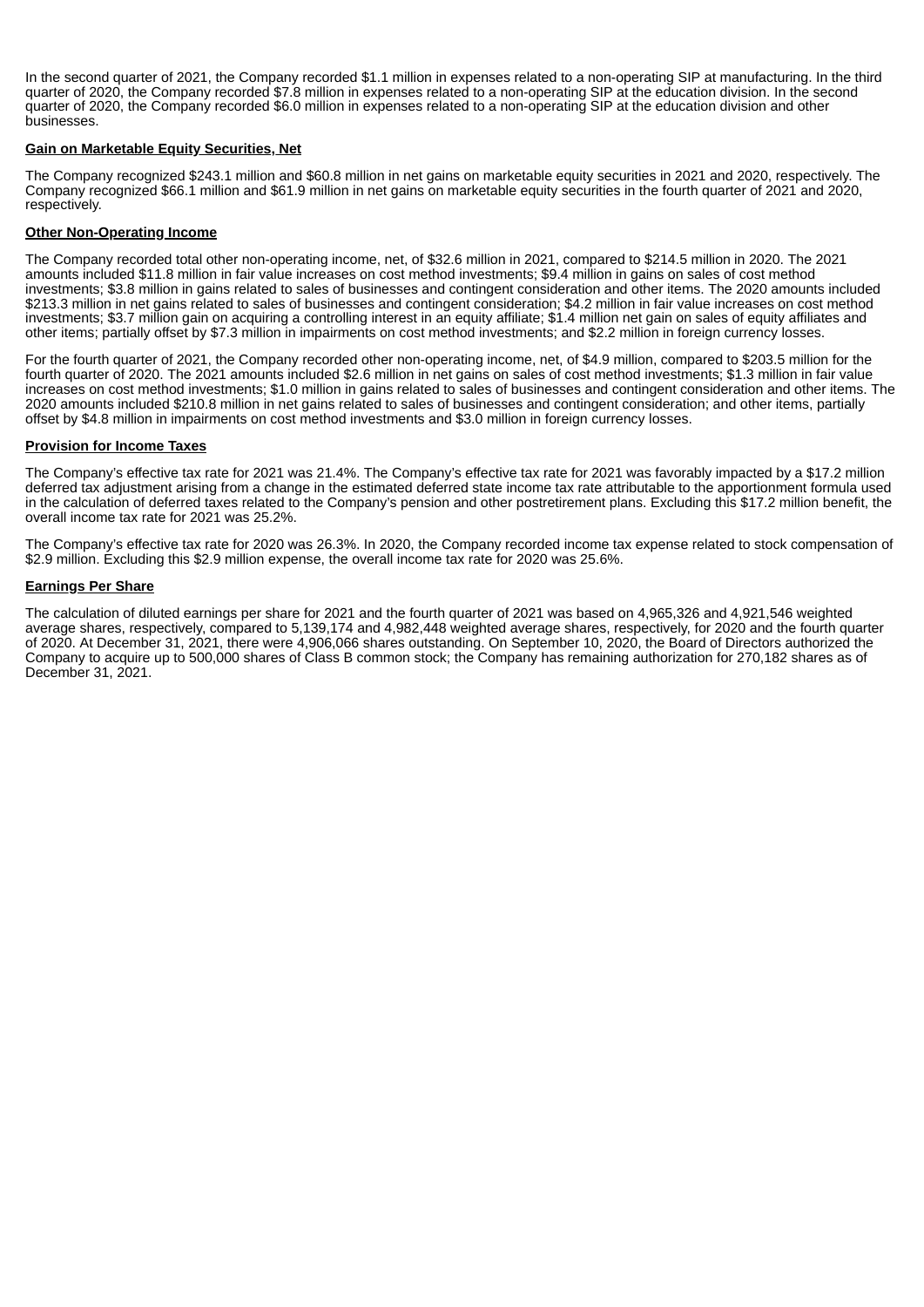In the second quarter of 2021, the Company recorded $1.1 million in expenses related to a non-operating SIP at manufacturing. In the third quarter of 2020, the Company recorded $7.8 million in expenses related to a non-operating SIP at the education division. In the second quarter of 2020, the Company recorded $6.0 million in expenses related to a non-operating SIP at the education division and other businesses.

**Gain on Marketable Equity Securities, Net**

The Company recognized $243.1 million and $60.8 million in net gains on marketable equity securities in 2021 and 2020, respectively. The Company recognized $66.1 million and $61.9 million in net gains on marketable equity securities in the fourth quarter of 2021 and 2020, respectively.

**Other Non-Operating Income**

The Company recorded total other non-operating income, net, of $32.6 million in 2021, compared to $214.5 million in 2020. The 2021 amounts included $11.8 million in fair value increases on cost method investments; $9.4 million in gains on sales of cost method investments; $3.8 million in gains related to sales of businesses and contingent consideration and other items. The 2020 amounts included $213.3 million in net gains related to sales of businesses and contingent consideration; $4.2 million in fair value increases on cost method investments; $3.7 million gain on acquiring a controlling interest in an equity affiliate; $1.4 million net gain on sales of equity affiliates and other items; partially offset by $7.3 million in impairments on cost method investments; and $2.2 million in foreign currency losses.

For the fourth quarter of 2021, the Company recorded other non-operating income, net, of $4.9 million, compared to $203.5 million for the fourth quarter of 2020. The 2021 amounts included $2.6 million in net gains on sales of cost method investments; $1.3 million in fair value increases on cost method investments; $1.0 million in gains related to sales of businesses and contingent consideration and other items. The 2020 amounts included $210.8 million in net gains related to sales of businesses and contingent consideration; and other items, partially offset by $4.8 million in impairments on cost method investments and $3.0 million in foreign currency losses.

**Provision for Income Taxes**

The Company's effective tax rate for 2021 was 21.4%. The Company's effective tax rate for 2021 was favorably impacted by a $17.2 million deferred tax adjustment arising from a change in the estimated deferred state income tax rate attributable to the apportionment formula used in the calculation of deferred taxes related to the Company's pension and other postretirement plans. Excluding this $17.2 million benefit, the overall income tax rate for 2021 was 25.2%.

The Company's effective tax rate for 2020 was 26.3%. In 2020, the Company recorded income tax expense related to stock compensation of $2.9 million. Excluding this $2.9 million expense, the overall income tax rate for 2020 was 25.6%.

**Earnings Per Share**

The calculation of diluted earnings per share for 2021 and the fourth quarter of 2021 was based on 4,965,326 and 4,921,546 weighted average shares, respectively, compared to 5,139,174 and 4,982,448 weighted average shares, respectively, for 2020 and the fourth quarter of 2020. At December 31, 2021, there were 4,906,066 shares outstanding. On September 10, 2020, the Board of Directors authorized the Company to acquire up to 500,000 shares of Class B common stock; the Company has remaining authorization for 270,182 shares as of December 31, 2021.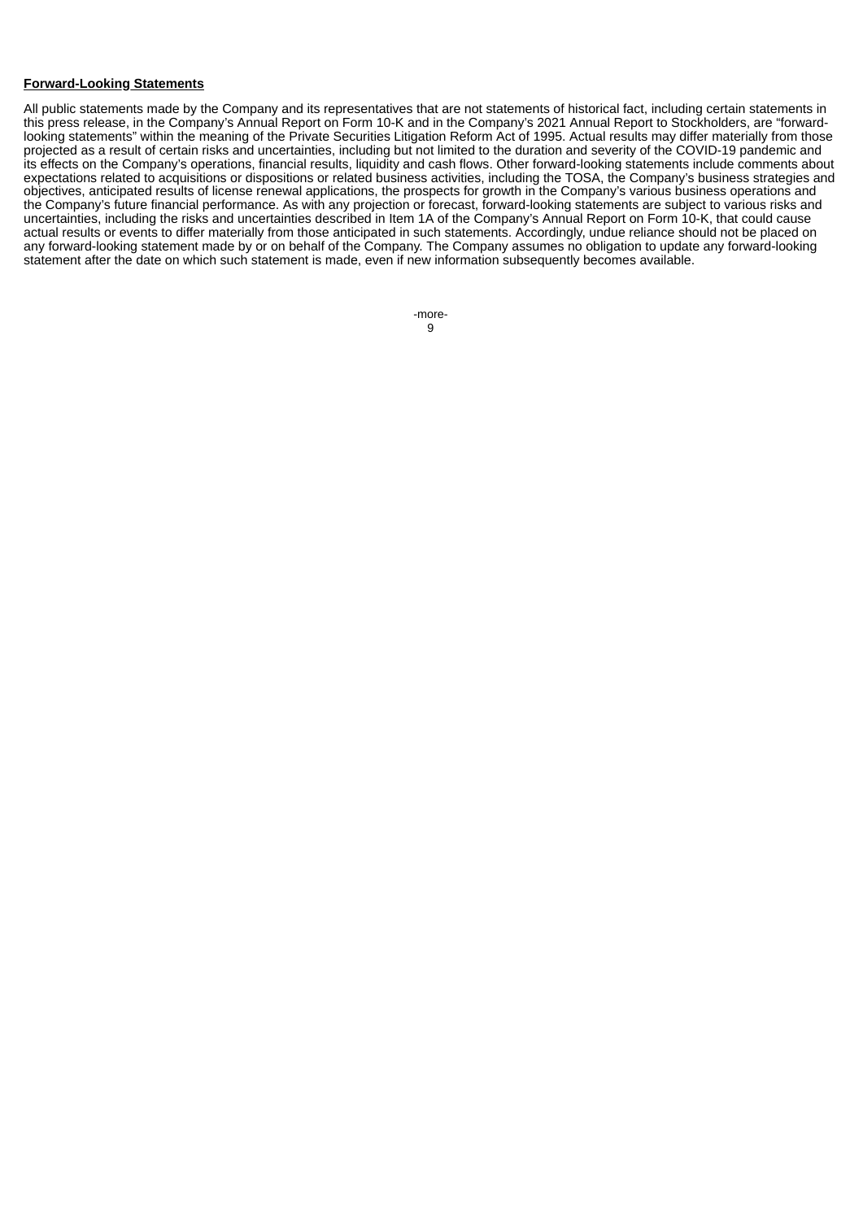**Forward-Looking Statements**

All public statements made by the Company and its representatives that are not statements of historical fact, including certain statements in this press release, in the Company's Annual Report on Form 10-K and in the Company's 2021 Annual Report to Stockholders, are "forward-looking statements" within the meaning of the Private Securities Litigation Reform Act of 1995. Actual results may differ materially from those projected as a result of certain risks and uncertainties, including but not limited to the duration and severity of the COVID-19 pandemic and its effects on the Company's operations, financial results, liquidity and cash flows. Other forward-looking statements include comments about expectations related to acquisitions or dispositions or related business activities, including the TOSA, the Company's business strategies and objectives, anticipated results of license renewal applications, the prospects for growth in the Company's various business operations and the Company's future financial performance. As with any projection or forecast, forward-looking statements are subject to various risks and uncertainties, including the risks and uncertainties described in Item 1A of the Company's Annual Report on Form 10-K, that could cause actual results or events to differ materially from those anticipated in such statements. Accordingly, undue reliance should not be placed on any forward-looking statement made by or on behalf of the Company. The Company assumes no obligation to update any forward-looking statement after the date on which such statement is made, even if new information subsequently becomes available.

-more-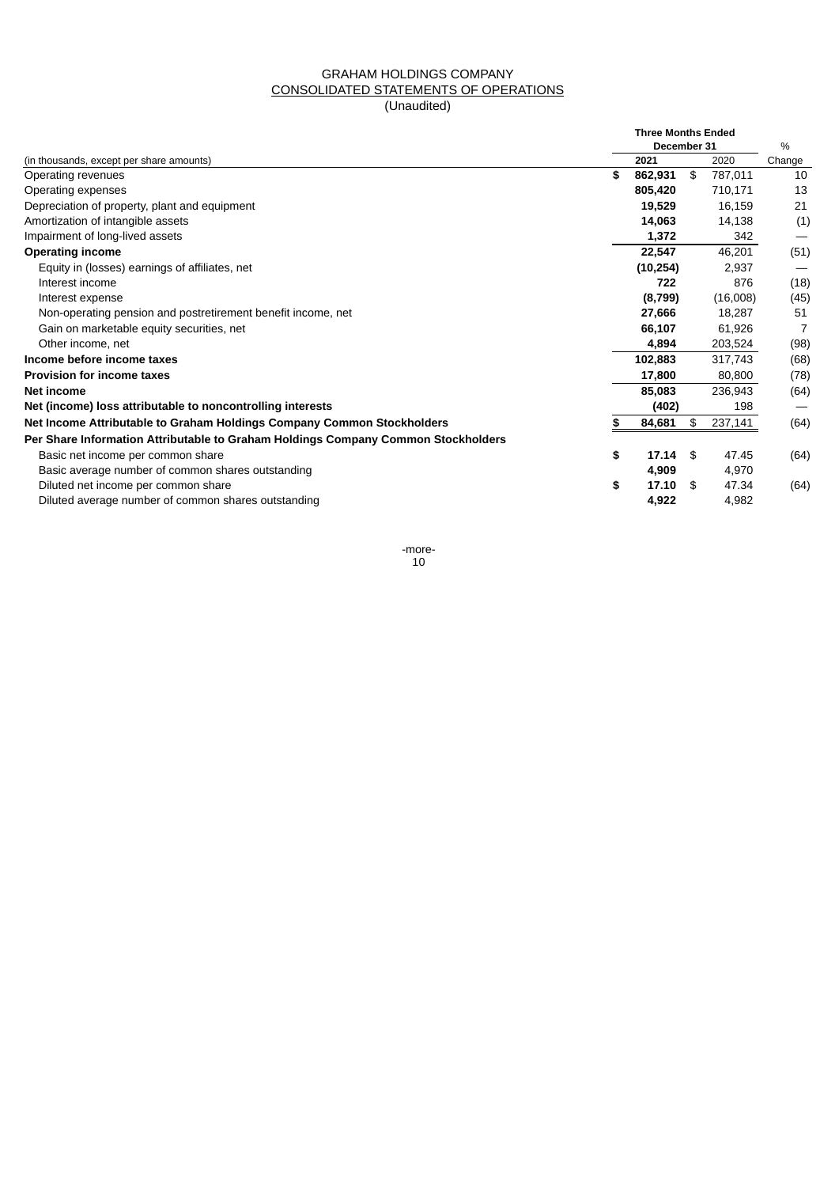GRAHAM HOLDINGS COMPANY

CONSOLIDATED STATEMENTS OF OPERATIONS

(Unaudited)

| (in thousands, except per share amounts) | Three Months Ended December 31 2021 | 2020 | % Change |
|---|---|---|---|
| Operating revenues | **$ 862,931** | $ 787,011 | 10 |
| Operating expenses | **805,420** | 710,171 | 13 |
| Depreciation of property, plant and equipment | **19,529** | 16,159 | 21 |
| Amortization of intangible assets | **14,063** | 14,138 | (1) |
| Impairment of long-lived assets | **1,372** | 342 | — |
| **Operating income** | **22,547** | 46,201 | (51) |
| Equity in (losses) earnings of affiliates, net | **(10,254)** | 2,937 | — |
| Interest income | **722** | 876 | (18) |
| Interest expense | **(8,799)** | (16,008) | (45) |
| Non-operating pension and postretirement benefit income, net | **27,666** | 18,287 | 51 |
| Gain on marketable equity securities, net | **66,107** | 61,926 | 7 |
| Other income, net | **4,894** | 203,524 | (98) |
| **Income before income taxes** | **102,883** | 317,743 | (68) |
| **Provision for income taxes** | **17,800** | 80,800 | (78) |
| **Net income** | **85,083** | 236,943 | (64) |
| **Net (income) loss attributable to noncontrolling interests** | **(402)** | 198 | — |
| **Net Income Attributable to Graham Holdings Company Common Stockholders** | **$ 84,681** | $ 237,141 | (64) |
| **Per Share Information Attributable to Graham Holdings Company Common Stockholders** | | | |
| Basic net income per common share | **$ 17.14** | $ 47.45 | (64) |
| Basic average number of common shares outstanding | **4,909** | 4,970 | |
| Diluted net income per common share | **$ 17.10** | $ 47.34 | (64) |
| Diluted average number of common shares outstanding | **4,922** | 4,982 | |

-more-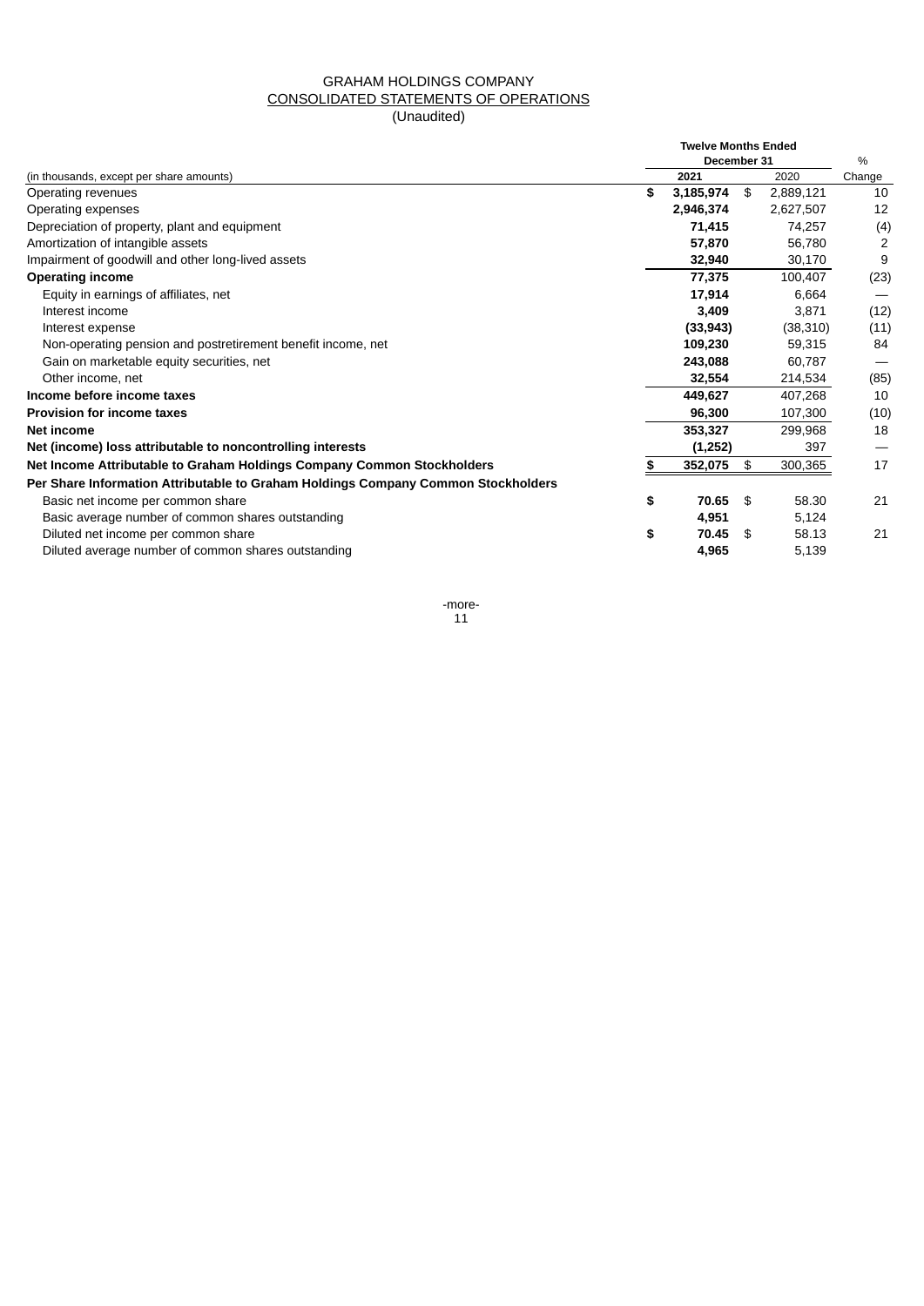# GRAHAM HOLDINGS COMPANY
## CONSOLIDATED STATEMENTS OF OPERATIONS
(Unaudited)

| (in thousands, except per share amounts) | Twelve Months Ended December 31 2021 | 2020 | % Change |
|---|---|---|---|
| Operating revenues | **$ 3,185,974** | $ 2,889,121 | 10 |
| Operating expenses | **2,946,374** | 2,627,507 | 12 |
| Depreciation of property, plant and equipment | **71,415** | 74,257 | (4) |
| Amortization of intangible assets | **57,870** | 56,780 | 2 |
| Impairment of goodwill and other long-lived assets | **32,940** | 30,170 | 9 |
| **Operating income** | **77,375** | 100,407 | (23) |
| Equity in earnings of affiliates, net | **17,914** | 6,664 | — |
| Interest income | **3,409** | 3,871 | (12) |
| Interest expense | **(33,943)** | (38,310) | (11) |
| Non-operating pension and postretirement benefit income, net | **109,230** | 59,315 | 84 |
| Gain on marketable equity securities, net | **243,088** | 60,787 | — |
| Other income, net | **32,554** | 214,534 | (85) |
| **Income before income taxes** | **449,627** | 407,268 | 10 |
| **Provision for income taxes** | **96,300** | 107,300 | (10) |
| **Net income** | **353,327** | 299,968 | 18 |
| **Net (income) loss attributable to noncontrolling interests** | **(1,252)** | 397 | — |
| **Net Income Attributable to Graham Holdings Company Common Stockholders** | **$ 352,075** | $ 300,365 | 17 |
| **Per Share Information Attributable to Graham Holdings Company Common Stockholders** | | | |
| Basic net income per common share | **$ 70.65** | $ 58.30 | 21 |
| Basic average number of common shares outstanding | **4,951** | 5,124 | |
| Diluted net income per common share | **$ 70.45** | $ 58.13 | 21 |
| Diluted average number of common shares outstanding | **4,965** | 5,139 | |

-more-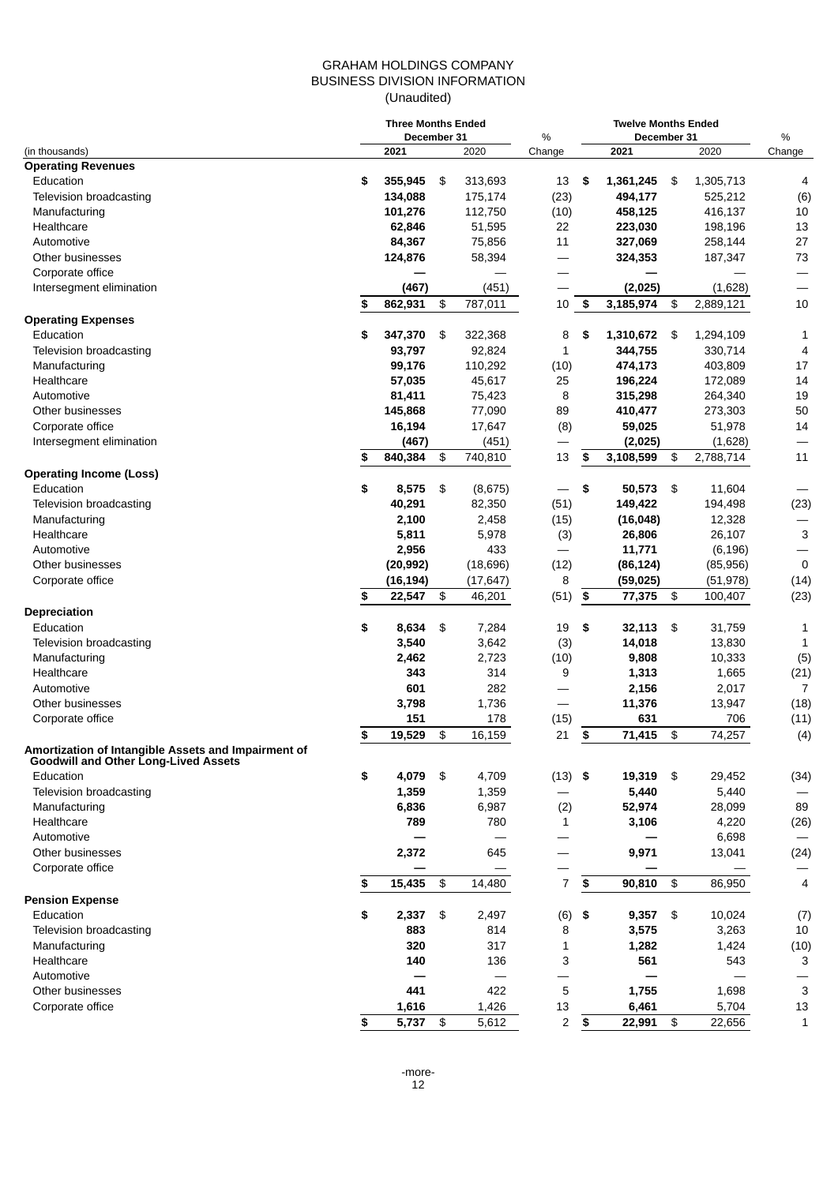GRAHAM HOLDINGS COMPANY
BUSINESS DIVISION INFORMATION
(Unaudited)

| (in thousands) | Three Months Ended December 31 2021 | Three Months Ended December 31 2020 | % Change | Twelve Months Ended December 31 2021 | Twelve Months Ended December 31 2020 | % Change |
|---|---|---|---|---|---|---|
| **Operating Revenues** | | | | | | |
| Education | **$ 355,945** | $ 313,693 | 13 | **$ 1,361,245** | $ 1,305,713 | 4 |
| Television broadcasting | **134,088** | 175,174 | (23) | **494,177** | 525,212 | (6) |
| Manufacturing | **101,276** | 112,750 | (10) | **458,125** | 416,137 | 10 |
| Healthcare | **62,846** | 51,595 | 22 | **223,030** | 198,196 | 13 |
| Automotive | **84,367** | 75,856 | 11 | **327,069** | 258,144 | 27 |
| Other businesses | **124,876** | 58,394 | — | **324,353** | 187,347 | 73 |
| Corporate office | **—** | — | — | **—** | — | — |
| Intersegment elimination | **(467)** | (451) | — | **(2,025)** | (1,628) | — |
| | **$ 862,931** | $ 787,011 | 10 | **$ 3,185,974** | $ 2,889,121 | 10 |
| **Operating Expenses** | | | | | | |
| Education | **$ 347,370** | $ 322,368 | 8 | **$ 1,310,672** | $ 1,294,109 | 1 |
| Television broadcasting | **93,797** | 92,824 | 1 | **344,755** | 330,714 | 4 |
| Manufacturing | **99,176** | 110,292 | (10) | **474,173** | 403,809 | 17 |
| Healthcare | **57,035** | 45,617 | 25 | **196,224** | 172,089 | 14 |
| Automotive | **81,411** | 75,423 | 8 | **315,298** | 264,340 | 19 |
| Other businesses | **145,868** | 77,090 | 89 | **410,477** | 273,303 | 50 |
| Corporate office | **16,194** | 17,647 | (8) | **59,025** | 51,978 | 14 |
| Intersegment elimination | **(467)** | (451) | — | **(2,025)** | (1,628) | — |
| | **$ 840,384** | $ 740,810 | 13 | **$ 3,108,599** | $ 2,788,714 | 11 |
| **Operating Income (Loss)** | | | | | | |
| Education | **$ 8,575** | $ (8,675) | — | **$ 50,573** | $ 11,604 | — |
| Television broadcasting | **40,291** | 82,350 | (51) | **149,422** | 194,498 | (23) |
| Manufacturing | **2,100** | 2,458 | (15) | **(16,048)** | 12,328 | — |
| Healthcare | **5,811** | 5,978 | (3) | **26,806** | 26,107 | 3 |
| Automotive | **2,956** | 433 | — | **11,771** | (6,196) | — |
| Other businesses | **(20,992)** | (18,696) | (12) | **(86,124)** | (85,956) | 0 |
| Corporate office | **(16,194)** | (17,647) | 8 | **(59,025)** | (51,978) | (14) |
| | **$ 22,547** | $ 46,201 | (51) | **$ 77,375** | $ 100,407 | (23) |
| **Depreciation** | | | | | | |
| Education | **$ 8,634** | $ 7,284 | 19 | **$ 32,113** | $ 31,759 | 1 |
| Television broadcasting | **3,540** | 3,642 | (3) | **14,018** | 13,830 | 1 |
| Manufacturing | **2,462** | 2,723 | (10) | **9,808** | 10,333 | (5) |
| Healthcare | **343** | 314 | 9 | **1,313** | 1,665 | (21) |
| Automotive | **601** | 282 | — | **2,156** | 2,017 | 7 |
| Other businesses | **3,798** | 1,736 | — | **11,376** | 13,947 | (18) |
| Corporate office | **151** | 178 | (15) | **631** | 706 | (11) |
| | **$ 19,529** | $ 16,159 | 21 | **$ 71,415** | $ 74,257 | (4) |
| **Amortization of Intangible Assets and Impairment of Goodwill and Other Long-Lived Assets** | | | | | | |
| Education | **$ 4,079** | $ 4,709 | (13) | **$ 19,319** | $ 29,452 | (34) |
| Television broadcasting | **1,359** | 1,359 | — | **5,440** | 5,440 | — |
| Manufacturing | **6,836** | 6,987 | (2) | **52,974** | 28,099 | 89 |
| Healthcare | **789** | 780 | 1 | **3,106** | 4,220 | (26) |
| Automotive | **—** | — | — | **—** | 6,698 | — |
| Other businesses | **2,372** | 645 | — | **9,971** | 13,041 | (24) |
| Corporate office | **—** | — | — | **—** | — | — |
| | **$ 15,435** | $ 14,480 | 7 | **$ 90,810** | $ 86,950 | 4 |
| **Pension Expense** | | | | | | |
| Education | **$ 2,337** | $ 2,497 | (6) | **$ 9,357** | $ 10,024 | (7) |
| Television broadcasting | **883** | 814 | 8 | **3,575** | 3,263 | 10 |
| Manufacturing | **320** | 317 | 1 | **1,282** | 1,424 | (10) |
| Healthcare | **140** | 136 | 3 | **561** | 543 | 3 |
| Automotive | **—** | — | — | **—** | — | — |
| Other businesses | **441** | 422 | 5 | **1,755** | 1,698 | 3 |
| Corporate office | **1,616** | 1,426 | 13 | **6,461** | 5,704 | 13 |
| | **$ 5,737** | $ 5,612 | 2 | **$ 22,991** | $ 22,656 | 1 |

-more-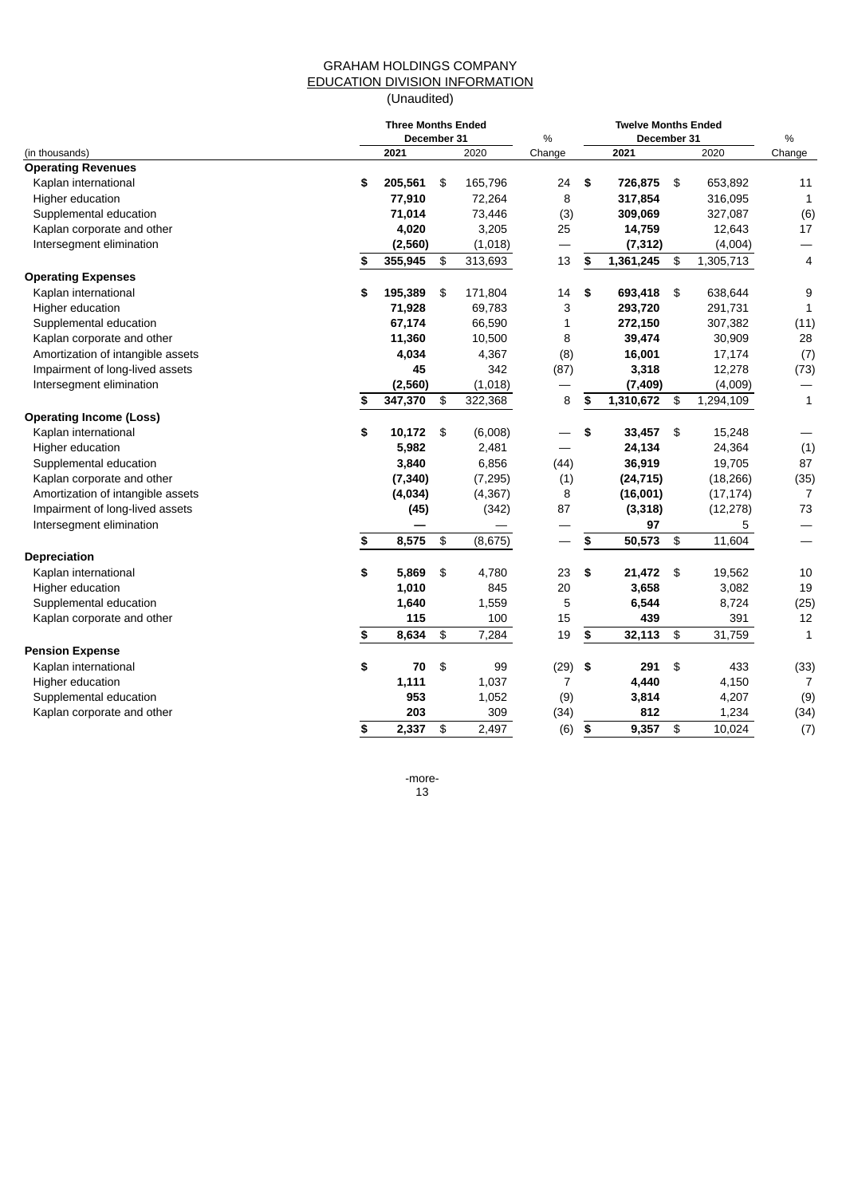# GRAHAM HOLDINGS COMPANY

## EDUCATION DIVISION INFORMATION

(Unaudited)

| (in thousands) | Three Months Ended December 31 2021 | 2020 | % Change | Twelve Months Ended December 31 2021 | 2020 | % Change |
|---|---|---|---|---|---|---|
| **Operating Revenues** | | | | | | |
| Kaplan international | **$ 205,561** | $ 165,796 | 24 | **$ 726,875** | $ 653,892 | 11 |
| Higher education | **77,910** | 72,264 | 8 | **317,854** | 316,095 | 1 |
| Supplemental education | **71,014** | 73,446 | (3) | **309,069** | 327,087 | (6) |
| Kaplan corporate and other | **4,020** | 3,205 | 25 | **14,759** | 12,643 | 17 |
| Intersegment elimination | **(2,560)** | (1,018) | — | **(7,312)** | (4,004) | — |
| | **$ 355,945** | $ 313,693 | 13 | **$ 1,361,245** | $ 1,305,713 | 4 |
| **Operating Expenses** | | | | | | |
| Kaplan international | **$ 195,389** | $ 171,804 | 14 | **$ 693,418** | $ 638,644 | 9 |
| Higher education | **71,928** | 69,783 | 3 | **293,720** | 291,731 | 1 |
| Supplemental education | **67,174** | 66,590 | 1 | **272,150** | 307,382 | (11) |
| Kaplan corporate and other | **11,360** | 10,500 | 8 | **39,474** | 30,909 | 28 |
| Amortization of intangible assets | **4,034** | 4,367 | (8) | **16,001** | 17,174 | (7) |
| Impairment of long-lived assets | **45** | 342 | (87) | **3,318** | 12,278 | (73) |
| Intersegment elimination | **(2,560)** | (1,018) | — | **(7,409)** | (4,009) | — |
| | **$ 347,370** | $ 322,368 | 8 | **$ 1,310,672** | $ 1,294,109 | 1 |
| **Operating Income (Loss)** | | | | | | |
| Kaplan international | **$ 10,172** | $ (6,008) | — | **$ 33,457** | $ 15,248 | — |
| Higher education | **5,982** | 2,481 | — | **24,134** | 24,364 | (1) |
| Supplemental education | **3,840** | 6,856 | (44) | **36,919** | 19,705 | 87 |
| Kaplan corporate and other | **(7,340)** | (7,295) | (1) | **(24,715)** | (18,266) | (35) |
| Amortization of intangible assets | **(4,034)** | (4,367) | 8 | **(16,001)** | (17,174) | 7 |
| Impairment of long-lived assets | **(45)** | (342) | 87 | **(3,318)** | (12,278) | 73 |
| Intersegment elimination | **—** | — | — | **97** | 5 | — |
| | **$ 8,575** | $ (8,675) | — | **$ 50,573** | $ 11,604 | — |
| **Depreciation** | | | | | | |
| Kaplan international | **$ 5,869** | $ 4,780 | 23 | **$ 21,472** | $ 19,562 | 10 |
| Higher education | **1,010** | 845 | 20 | **3,658** | 3,082 | 19 |
| Supplemental education | **1,640** | 1,559 | 5 | **6,544** | 8,724 | (25) |
| Kaplan corporate and other | **115** | 100 | 15 | **439** | 391 | 12 |
| | **$ 8,634** | $ 7,284 | 19 | **$ 32,113** | $ 31,759 | 1 |
| **Pension Expense** | | | | | | |
| Kaplan international | **$ 70** | $ 99 | (29) | **$ 291** | $ 433 | (33) |
| Higher education | **1,111** | 1,037 | 7 | **4,440** | 4,150 | 7 |
| Supplemental education | **953** | 1,052 | (9) | **3,814** | 4,207 | (9) |
| Kaplan corporate and other | **203** | 309 | (34) | **812** | 1,234 | (34) |
| | **$ 2,337** | $ 2,497 | (6) | **$ 9,357** | $ 10,024 | (7) |

-more-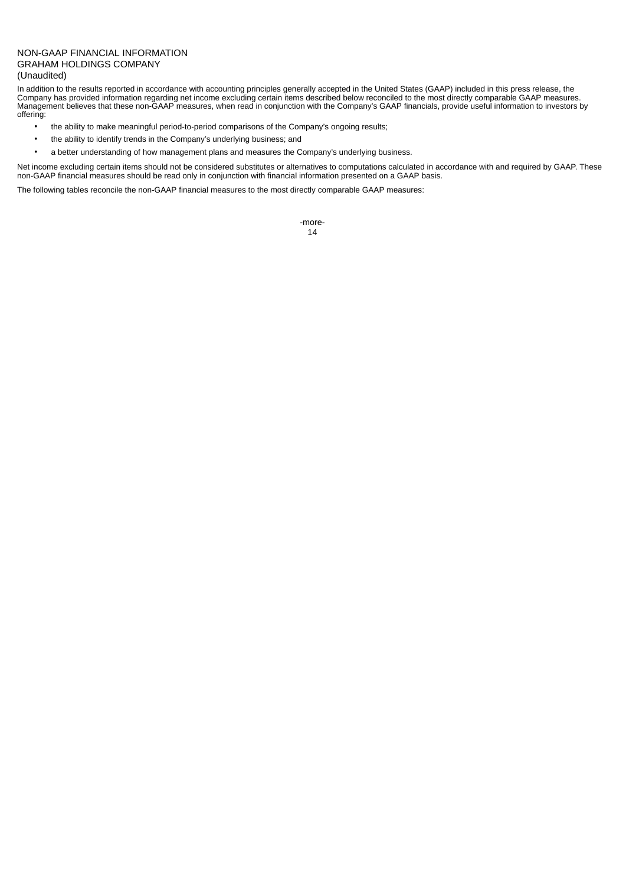NON-GAAP FINANCIAL INFORMATION
GRAHAM HOLDINGS COMPANY
(Unaudited)

In addition to the results reported in accordance with accounting principles generally accepted in the United States (GAAP) included in this press release, the Company has provided information regarding net income excluding certain items described below reconciled to the most directly comparable GAAP measures. Management believes that these non-GAAP measures, when read in conjunction with the Company's GAAP financials, provide useful information to investors by offering:

- the ability to make meaningful period-to-period comparisons of the Company's ongoing results;
- the ability to identify trends in the Company's underlying business; and
- a better understanding of how management plans and measures the Company's underlying business.

Net income excluding certain items should not be considered substitutes or alternatives to computations calculated in accordance with and required by GAAP. These non-GAAP financial measures should be read only in conjunction with financial information presented on a GAAP basis.

The following tables reconcile the non-GAAP financial measures to the most directly comparable GAAP measures:

-more-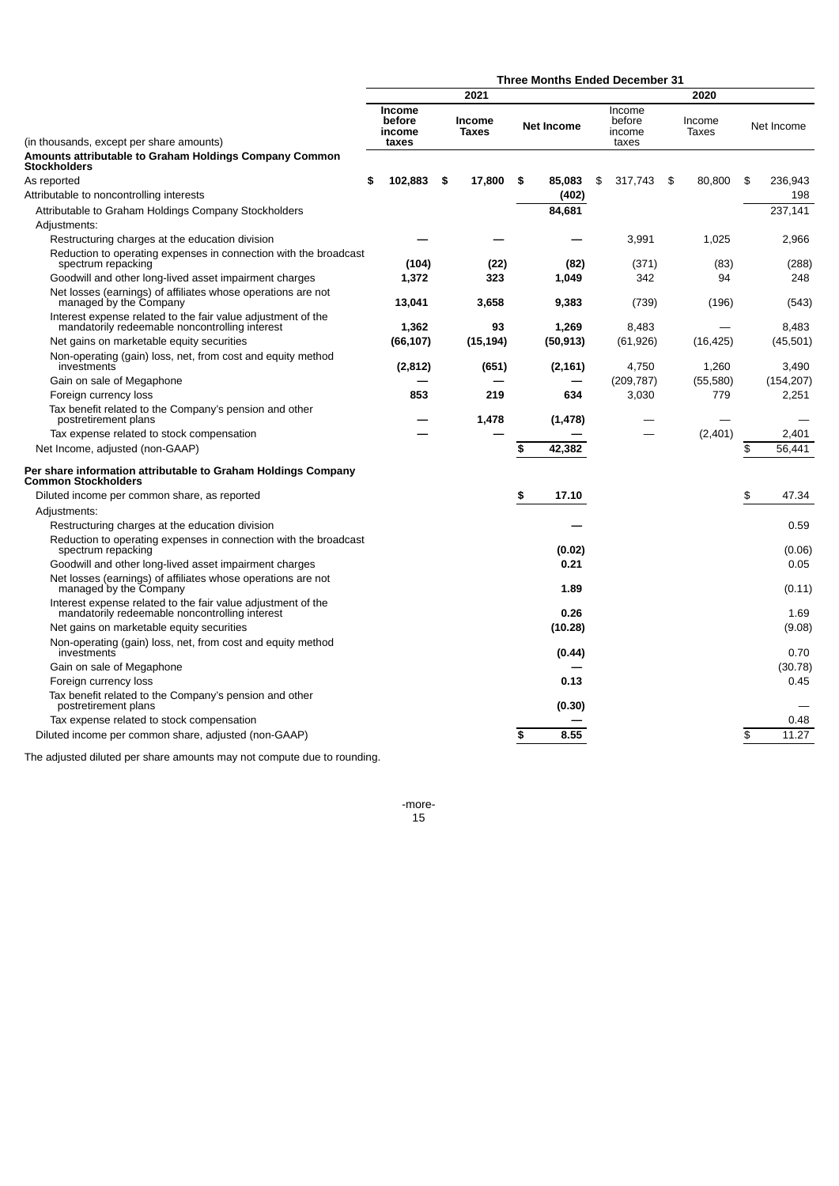| (in thousands, except per share amounts) | Three Months Ended December 31 | | | | | |
|---|---|---|---|---|---|---|
| | 2021 | | | 2020 | | |
| | **Income before income taxes** | **Income Taxes** | **Net Income** | Income before income taxes | Income Taxes | Net Income |
| **Amounts attributable to Graham Holdings Company Common Stockholders** | | | | | | |
| As reported | **$ 102,883** | **$ 17,800** | **$ 85,083** | $ 317,743 | $ 80,800 | $ 236,943 |
| Attributable to noncontrolling interests | | | **(402)** | | | 198 |
| Attributable to Graham Holdings Company Stockholders | | | **84,681** | | | 237,141 |
| Adjustments: | | | | | | |
| Restructuring charges at the education division | **—** | **—** | **—** | 3,991 | 1,025 | 2,966 |
| Reduction to operating expenses in connection with the broadcast spectrum repacking | **(104)** | **(22)** | **(82)** | (371) | (83) | (288) |
| Goodwill and other long-lived asset impairment charges | **1,372** | **323** | **1,049** | 342 | 94 | 248 |
| Net losses (earnings) of affiliates whose operations are not managed by the Company | **13,041** | **3,658** | **9,383** | (739) | (196) | (543) |
| Interest expense related to the fair value adjustment of the mandatorily redeemable noncontrolling interest | **1,362** | **93** | **1,269** | 8,483 | — | 8,483 |
| Net gains on marketable equity securities | **(66,107)** | **(15,194)** | **(50,913)** | (61,926) | (16,425) | (45,501) |
| Non-operating (gain) loss, net, from cost and equity method investments | **(2,812)** | **(651)** | **(2,161)** | 4,750 | 1,260 | 3,490 |
| Gain on sale of Megaphone | **—** | **—** | **—** | (209,787) | (55,580) | (154,207) |
| Foreign currency loss | **853** | **219** | **634** | 3,030 | 779 | 2,251 |
| Tax benefit related to the Company's pension and other postretirement plans | **—** | **1,478** | **(1,478)** | — | — | — |
| Tax expense related to stock compensation | **—** | **—** | **—** | — | (2,401) | 2,401 |
| Net Income, adjusted (non-GAAP) | | | **$ 42,382** | | | $ 56,441 |
| **Per share information attributable to Graham Holdings Company Common Stockholders** | | | | | | |
| Diluted income per common share, as reported | | | **$ 17.10** | | | $ 47.34 |
| Adjustments: | | | | | | |
| Restructuring charges at the education division | | | **—** | | | 0.59 |
| Reduction to operating expenses in connection with the broadcast spectrum repacking | | | **(0.02)** | | | (0.06) |
| Goodwill and other long-lived asset impairment charges | | | **0.21** | | | 0.05 |
| Net losses (earnings) of affiliates whose operations are not managed by the Company | | | **1.89** | | | (0.11) |
| Interest expense related to the fair value adjustment of the mandatorily redeemable noncontrolling interest | | | **0.26** | | | 1.69 |
| Net gains on marketable equity securities | | | **(10.28)** | | | (9.08) |
| Non-operating (gain) loss, net, from cost and equity method investments | | | **(0.44)** | | | 0.70 |
| Gain on sale of Megaphone | | | **—** | | | (30.78) |
| Foreign currency loss | | | **0.13** | | | 0.45 |
| Tax benefit related to the Company's pension and other postretirement plans | | | **(0.30)** | | | — |
| Tax expense related to stock compensation | | | **—** | | | 0.48 |
| Diluted income per common share, adjusted (non-GAAP) | | | **$ 8.55** | | | $ 11.27 |

The adjusted diluted per share amounts may not compute due to rounding.

-more-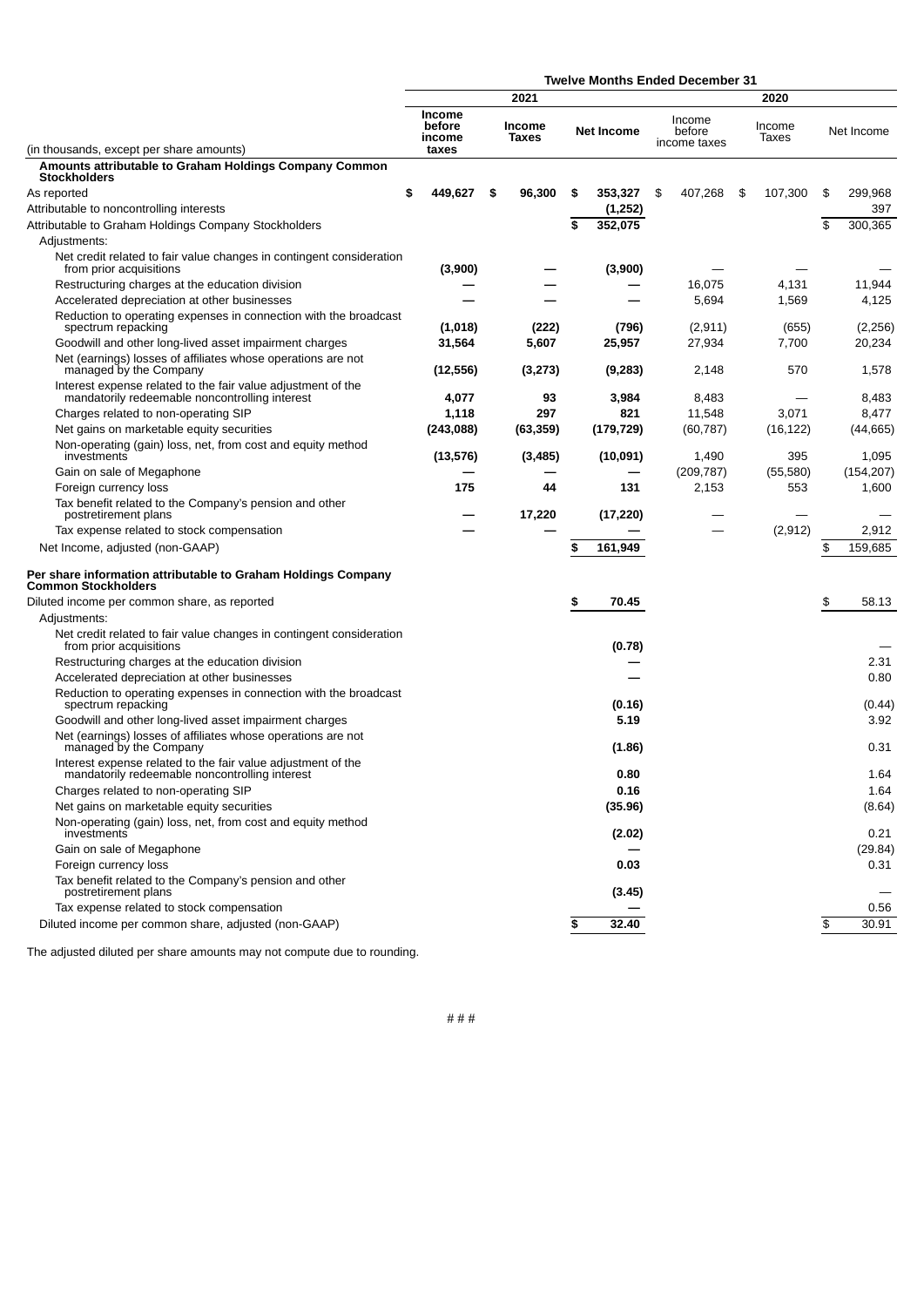| (in thousands, except per share amounts) | Twelve Months Ended December 31 | | | | | |
|---|---|---|---|---|---|---|
| | 2021 | | | 2020 | | |
| | **Income before income taxes** | **Income Taxes** | **Net Income** | Income before income taxes | Income Taxes | Net Income |
| **Amounts attributable to Graham Holdings Company Common Stockholders** | | | | | | |
| As reported | **$ 449,627** | **$ 96,300** | **$ 353,327** | $ 407,268 | $ 107,300 | $ 299,968 |
| Attributable to noncontrolling interests | | | **(1,252)** | | | 397 |
| Attributable to Graham Holdings Company Stockholders | | | **$ 352,075** | | | $ 300,365 |
| Adjustments: | | | | | | |
| Net credit related to fair value changes in contingent consideration from prior acquisitions | **(3,900)** | **—** | **(3,900)** | — | — | — |
| Restructuring charges at the education division | **—** | **—** | **—** | 16,075 | 4,131 | 11,944 |
| Accelerated depreciation at other businesses | **—** | **—** | **—** | 5,694 | 1,569 | 4,125 |
| Reduction to operating expenses in connection with the broadcast spectrum repacking | **(1,018)** | **(222)** | **(796)** | (2,911) | (655) | (2,256) |
| Goodwill and other long-lived asset impairment charges | **31,564** | **5,607** | **25,957** | 27,934 | 7,700 | 20,234 |
| Net (earnings) losses of affiliates whose operations are not managed by the Company | **(12,556)** | **(3,273)** | **(9,283)** | 2,148 | 570 | 1,578 |
| Interest expense related to the fair value adjustment of the mandatorily redeemable noncontrolling interest | **4,077** | **93** | **3,984** | 8,483 | — | 8,483 |
| Charges related to non-operating SIP | **1,118** | **297** | **821** | 11,548 | 3,071 | 8,477 |
| Net gains on marketable equity securities | **(243,088)** | **(63,359)** | **(179,729)** | (60,787) | (16,122) | (44,665) |
| Non-operating (gain) loss, net, from cost and equity method investments | **(13,576)** | **(3,485)** | **(10,091)** | 1,490 | 395 | 1,095 |
| Gain on sale of Megaphone | **—** | **—** | **—** | (209,787) | (55,580) | (154,207) |
| Foreign currency loss | **175** | **44** | **131** | 2,153 | 553 | 1,600 |
| Tax benefit related to the Company's pension and other postretirement plans | **—** | **17,220** | **(17,220)** | — | — | — |
| Tax expense related to stock compensation | **—** | **—** | **—** | — | (2,912) | 2,912 |
| Net Income, adjusted (non-GAAP) | | | **$ 161,949** | | | $ 159,685 |
| | | | | | | |
| **Per share information attributable to Graham Holdings Company Common Stockholders** | | | | | | |
| Diluted income per common share, as reported | | | **$ 70.45** | | | $ 58.13 |
| Adjustments: | | | | | | |
| Net credit related to fair value changes in contingent consideration from prior acquisitions | | | **(0.78)** | | | — |
| Restructuring charges at the education division | | | **—** | | | 2.31 |
| Accelerated depreciation at other businesses | | | **—** | | | 0.80 |
| Reduction to operating expenses in connection with the broadcast spectrum repacking | | | **(0.16)** | | | (0.44) |
| Goodwill and other long-lived asset impairment charges | | | **5.19** | | | 3.92 |
| Net (earnings) losses of affiliates whose operations are not managed by the Company | | | **(1.86)** | | | 0.31 |
| Interest expense related to the fair value adjustment of the mandatorily redeemable noncontrolling interest | | | **0.80** | | | 1.64 |
| Charges related to non-operating SIP | | | **0.16** | | | 1.64 |
| Net gains on marketable equity securities | | | **(35.96)** | | | (8.64) |
| Non-operating (gain) loss, net, from cost and equity method investments | | | **(2.02)** | | | 0.21 |
| Gain on sale of Megaphone | | | **—** | | | (29.84) |
| Foreign currency loss | | | **0.03** | | | 0.31 |
| Tax benefit related to the Company's pension and other postretirement plans | | | **(3.45)** | | | — |
| Tax expense related to stock compensation | | | **—** | | | 0.56 |
| Diluted income per common share, adjusted (non-GAAP) | | | **$ 32.40** | | | $ 30.91 |

The adjusted diluted per share amounts may not compute due to rounding.

# # #